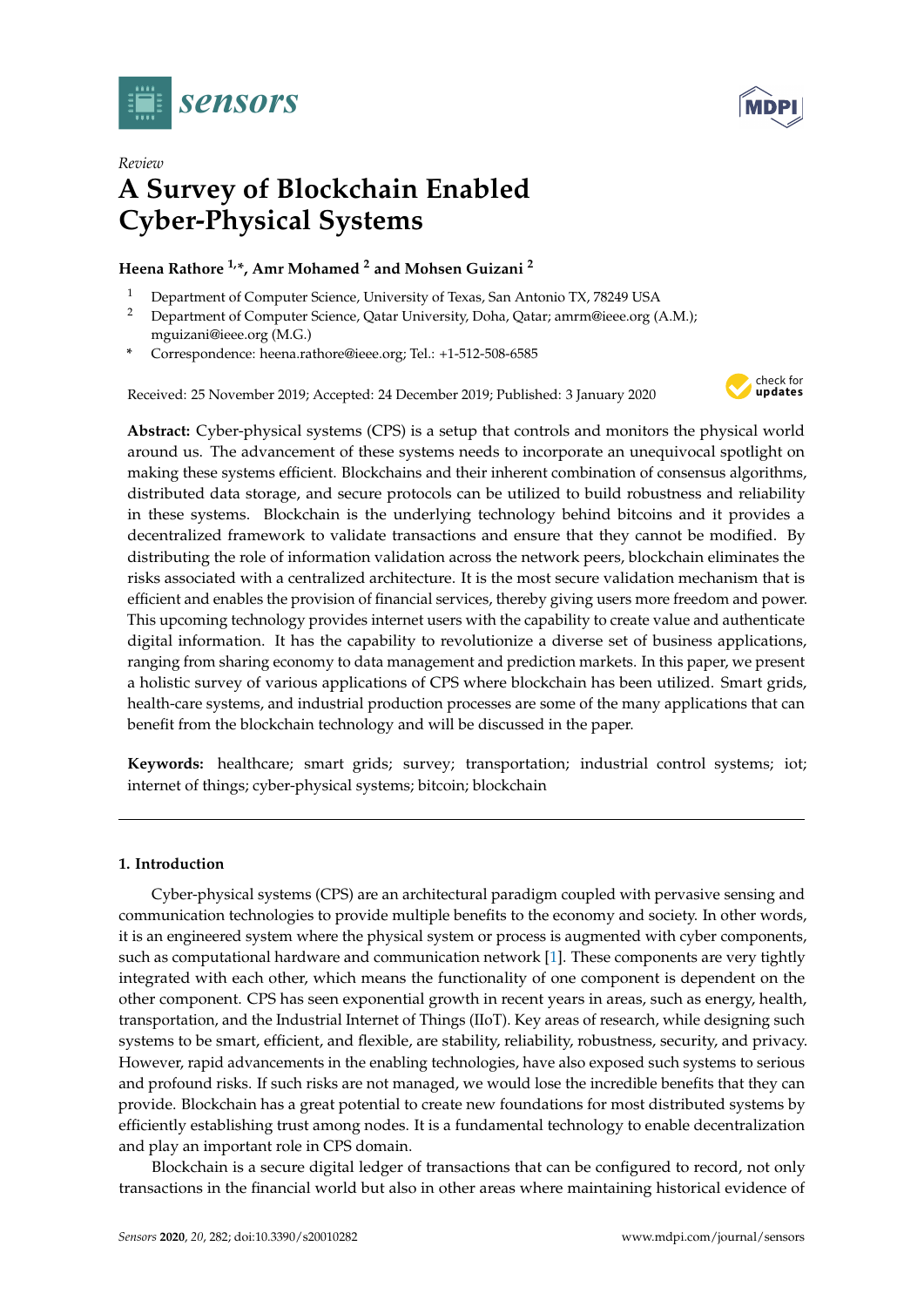*Review*

# A Survey of Blockchain Enabled Cyber-Physical Systems

**Heena Rathore [1,*], Amr Mohamed [2] and Mohsen Guizani [2]**

1 Department of Computer Science, University of Texas, San Antonio TX, 78249 USA
2 Department of Computer Science, Qatar University, Doha, Qatar; amrm@ieee.org (A.M.); mguizani@ieee.org (M.G.)
* Correspondence: heena.rathore@ieee.org; Tel.: +1-512-508-6585

Received: 25 November 2019; Accepted: 24 December 2019; Published: 3 January 2020

**Abstract:** Cyber-physical systems (CPS) is a setup that controls and monitors the physical world around us. The advancement of these systems needs to incorporate an unequivocal spotlight on making these systems efficient. Blockchains and their inherent combination of consensus algorithms, distributed data storage, and secure protocols can be utilized to build robustness and reliability in these systems. Blockchain is the underlying technology behind bitcoins and it provides a decentralized framework to validate transactions and ensure that they cannot be modified. By distributing the role of information validation across the network peers, blockchain eliminates the risks associated with a centralized architecture. It is the most secure validation mechanism that is efficient and enables the provision of financial services, thereby giving users more freedom and power. This upcoming technology provides internet users with the capability to create value and authenticate digital information. It has the capability to revolutionize a diverse set of business applications, ranging from sharing economy to data management and prediction markets. In this paper, we present a holistic survey of various applications of CPS where blockchain has been utilized. Smart grids, health-care systems, and industrial production processes are some of the many applications that can benefit from the blockchain technology and will be discussed in the paper.

**Keywords:** healthcare; smart grids; survey; transportation; industrial control systems; iot; internet of things; cyber-physical systems; bitcoin; blockchain

## 1. Introduction

Cyber-physical systems (CPS) are an architectural paradigm coupled with pervasive sensing and communication technologies to provide multiple benefits to the economy and society. In other words, it is an engineered system where the physical system or process is augmented with cyber components, such as computational hardware and communication network [1]. These components are very tightly integrated with each other, which means the functionality of one component is dependent on the other component. CPS has seen exponential growth in recent years in areas, such as energy, health, transportation, and the Industrial Internet of Things (IIoT). Key areas of research, while designing such systems to be smart, efficient, and flexible, are stability, reliability, robustness, security, and privacy. However, rapid advancements in the enabling technologies, have also exposed such systems to serious and profound risks. If such risks are not managed, we would lose the incredible benefits that they can provide. Blockchain has a great potential to create new foundations for most distributed systems by efficiently establishing trust among nodes. It is a fundamental technology to enable decentralization and play an important role in CPS domain.

Blockchain is a secure digital ledger of transactions that can be configured to record, not only transactions in the financial world but also in other areas where maintaining historical evidence of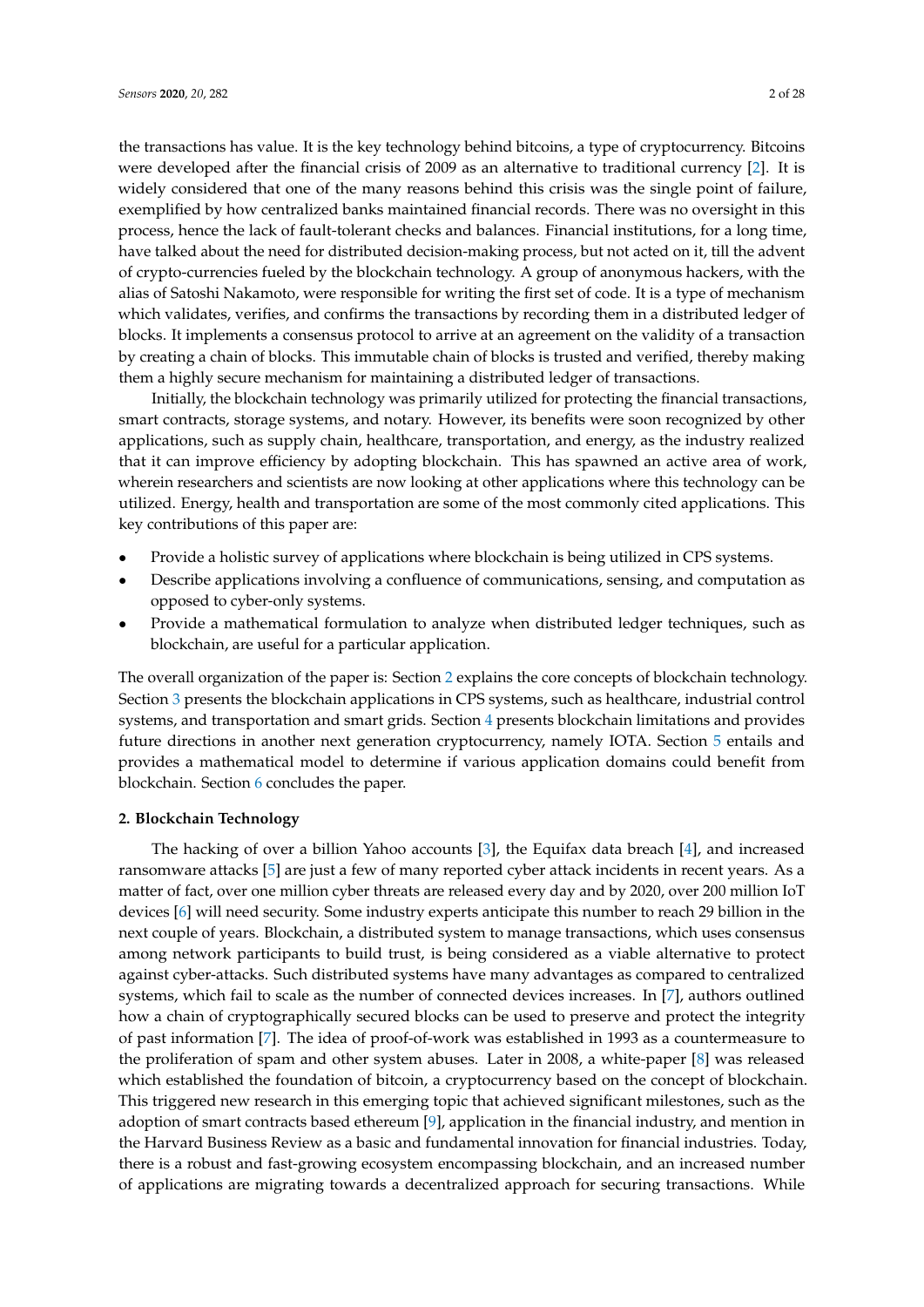the transactions has value. It is the key technology behind bitcoins, a type of cryptocurrency. Bitcoins were developed after the financial crisis of 2009 as an alternative to traditional currency [2]. It is widely considered that one of the many reasons behind this crisis was the single point of failure, exemplified by how centralized banks maintained financial records. There was no oversight in this process, hence the lack of fault-tolerant checks and balances. Financial institutions, for a long time, have talked about the need for distributed decision-making process, but not acted on it, till the advent of crypto-currencies fueled by the blockchain technology. A group of anonymous hackers, with the alias of Satoshi Nakamoto, were responsible for writing the first set of code. It is a type of mechanism which validates, verifies, and confirms the transactions by recording them in a distributed ledger of blocks. It implements a consensus protocol to arrive at an agreement on the validity of a transaction by creating a chain of blocks. This immutable chain of blocks is trusted and verified, thereby making them a highly secure mechanism for maintaining a distributed ledger of transactions.

Initially, the blockchain technology was primarily utilized for protecting the financial transactions, smart contracts, storage systems, and notary. However, its benefits were soon recognized by other applications, such as supply chain, healthcare, transportation, and energy, as the industry realized that it can improve efficiency by adopting blockchain. This has spawned an active area of work, wherein researchers and scientists are now looking at other applications where this technology can be utilized. Energy, health and transportation are some of the most commonly cited applications. This key contributions of this paper are:

- Provide a holistic survey of applications where blockchain is being utilized in CPS systems.
- Describe applications involving a confluence of communications, sensing, and computation as opposed to cyber-only systems.
- Provide a mathematical formulation to analyze when distributed ledger techniques, such as blockchain, are useful for a particular application.

The overall organization of the paper is: Section 2 explains the core concepts of blockchain technology. Section 3 presents the blockchain applications in CPS systems, such as healthcare, industrial control systems, and transportation and smart grids. Section 4 presents blockchain limitations and provides future directions in another next generation cryptocurrency, namely IOTA. Section 5 entails and provides a mathematical model to determine if various application domains could benefit from blockchain. Section 6 concludes the paper.

## 2. Blockchain Technology

The hacking of over a billion Yahoo accounts [3], the Equifax data breach [4], and increased ransomware attacks [5] are just a few of many reported cyber attack incidents in recent years. As a matter of fact, over one million cyber threats are released every day and by 2020, over 200 million IoT devices [6] will need security. Some industry experts anticipate this number to reach 29 billion in the next couple of years. Blockchain, a distributed system to manage transactions, which uses consensus among network participants to build trust, is being considered as a viable alternative to protect against cyber-attacks. Such distributed systems have many advantages as compared to centralized systems, which fail to scale as the number of connected devices increases. In [7], authors outlined how a chain of cryptographically secured blocks can be used to preserve and protect the integrity of past information [7]. The idea of proof-of-work was established in 1993 as a countermeasure to the proliferation of spam and other system abuses. Later in 2008, a white-paper [8] was released which established the foundation of bitcoin, a cryptocurrency based on the concept of blockchain. This triggered new research in this emerging topic that achieved significant milestones, such as the adoption of smart contracts based ethereum [9], application in the financial industry, and mention in the Harvard Business Review as a basic and fundamental innovation for financial industries. Today, there is a robust and fast-growing ecosystem encompassing blockchain, and an increased number of applications are migrating towards a decentralized approach for securing transactions. While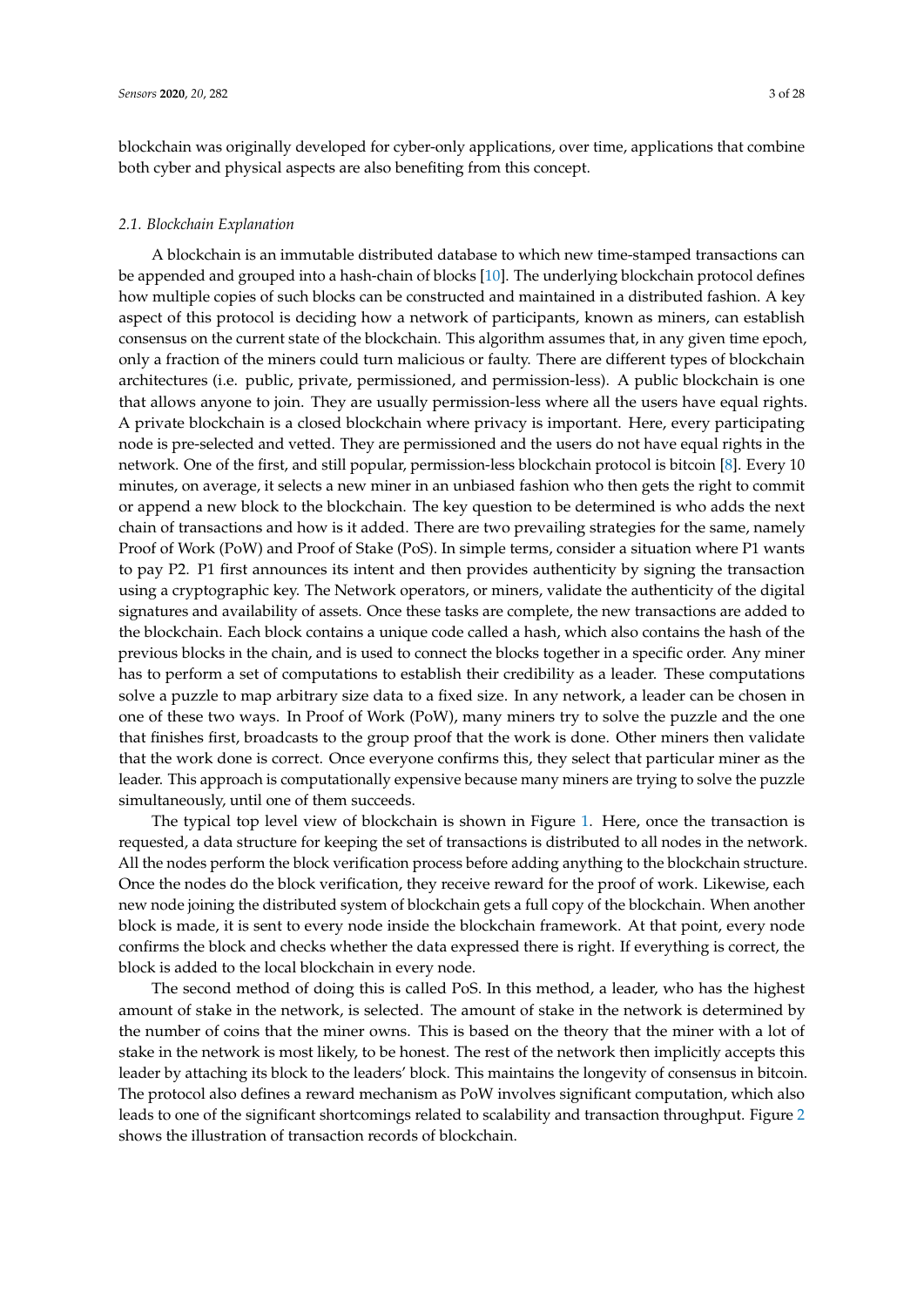blockchain was originally developed for cyber-only applications, over time, applications that combine both cyber and physical aspects are also benefiting from this concept.

### *2.1. Blockchain Explanation*

A blockchain is an immutable distributed database to which new time-stamped transactions can be appended and grouped into a hash-chain of blocks [10]. The underlying blockchain protocol defines how multiple copies of such blocks can be constructed and maintained in a distributed fashion. A key aspect of this protocol is deciding how a network of participants, known as miners, can establish consensus on the current state of the blockchain. This algorithm assumes that, in any given time epoch, only a fraction of the miners could turn malicious or faulty. There are different types of blockchain architectures (i.e. public, private, permissioned, and permission-less). A public blockchain is one that allows anyone to join. They are usually permission-less where all the users have equal rights. A private blockchain is a closed blockchain where privacy is important. Here, every participating node is pre-selected and vetted. They are permissioned and the users do not have equal rights in the network. One of the first, and still popular, permission-less blockchain protocol is bitcoin [8]. Every 10 minutes, on average, it selects a new miner in an unbiased fashion who then gets the right to commit or append a new block to the blockchain. The key question to be determined is who adds the next chain of transactions and how is it added. There are two prevailing strategies for the same, namely Proof of Work (PoW) and Proof of Stake (PoS). In simple terms, consider a situation where P1 wants to pay P2. P1 first announces its intent and then provides authenticity by signing the transaction using a cryptographic key. The Network operators, or miners, validate the authenticity of the digital signatures and availability of assets. Once these tasks are complete, the new transactions are added to the blockchain. Each block contains a unique code called a hash, which also contains the hash of the previous blocks in the chain, and is used to connect the blocks together in a specific order. Any miner has to perform a set of computations to establish their credibility as a leader. These computations solve a puzzle to map arbitrary size data to a fixed size. In any network, a leader can be chosen in one of these two ways. In Proof of Work (PoW), many miners try to solve the puzzle and the one that finishes first, broadcasts to the group proof that the work is done. Other miners then validate that the work done is correct. Once everyone confirms this, they select that particular miner as the leader. This approach is computationally expensive because many miners are trying to solve the puzzle simultaneously, until one of them succeeds.

The typical top level view of blockchain is shown in Figure 1. Here, once the transaction is requested, a data structure for keeping the set of transactions is distributed to all nodes in the network. All the nodes perform the block verification process before adding anything to the blockchain structure. Once the nodes do the block verification, they receive reward for the proof of work. Likewise, each new node joining the distributed system of blockchain gets a full copy of the blockchain. When another block is made, it is sent to every node inside the blockchain framework. At that point, every node confirms the block and checks whether the data expressed there is right. If everything is correct, the block is added to the local blockchain in every node.

The second method of doing this is called PoS. In this method, a leader, who has the highest amount of stake in the network, is selected. The amount of stake in the network is determined by the number of coins that the miner owns. This is based on the theory that the miner with a lot of stake in the network is most likely, to be honest. The rest of the network then implicitly accepts this leader by attaching its block to the leaders' block. This maintains the longevity of consensus in bitcoin. The protocol also defines a reward mechanism as PoW involves significant computation, which also leads to one of the significant shortcomings related to scalability and transaction throughput. Figure 2 shows the illustration of transaction records of blockchain.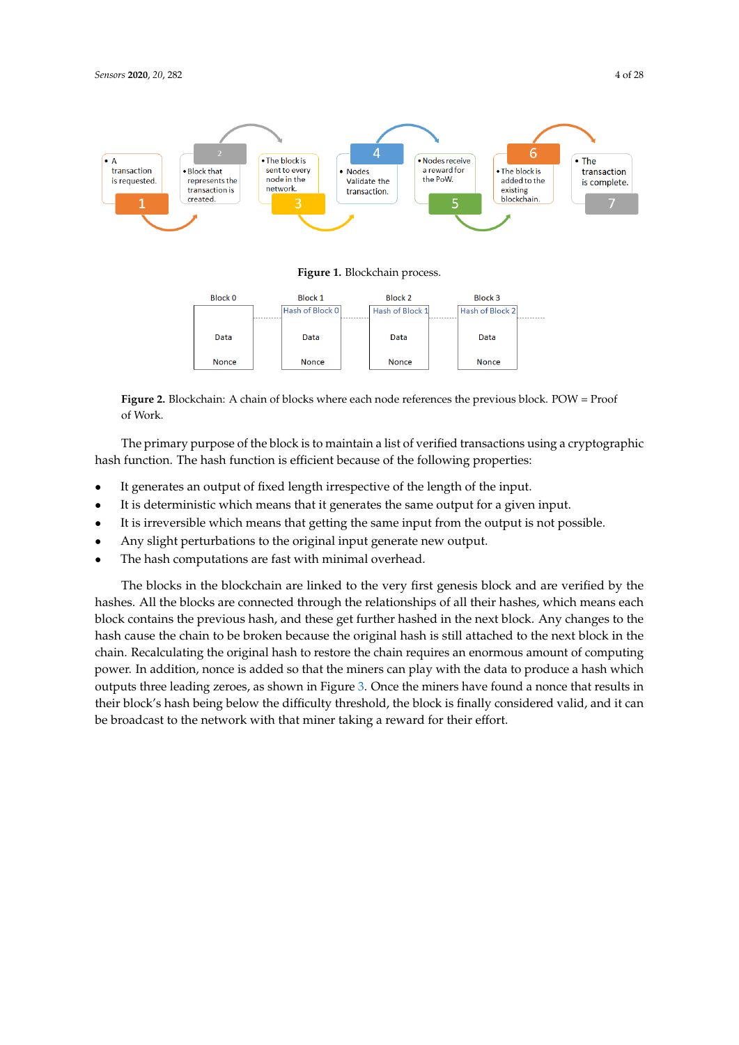**Figure 1.** Blockchain process.

**Figure 2.** Blockchain: A chain of blocks where each node references the previous block. POW = Proof of Work.

The primary purpose of the block is to maintain a list of verified transactions using a cryptographic hash function. The hash function is efficient because of the following properties:

- It generates an output of fixed length irrespective of the length of the input.
- It is deterministic which means that it generates the same output for a given input.
- It is irreversible which means that getting the same input from the output is not possible.
- Any slight perturbations to the original input generate new output.
- The hash computations are fast with minimal overhead.

The blocks in the blockchain are linked to the very first genesis block and are verified by the hashes. All the blocks are connected through the relationships of all their hashes, which means each block contains the previous hash, and these get further hashed in the next block. Any changes to the hash cause the chain to be broken because the original hash is still attached to the next block in the chain. Recalculating the original hash to restore the chain requires an enormous amount of computing power. In addition, nonce is added so that the miners can play with the data to produce a hash which outputs three leading zeroes, as shown in Figure 3. Once the miners have found a nonce that results in their block's hash being below the difficulty threshold, the block is finally considered valid, and it can be broadcast to the network with that miner taking a reward for their effort.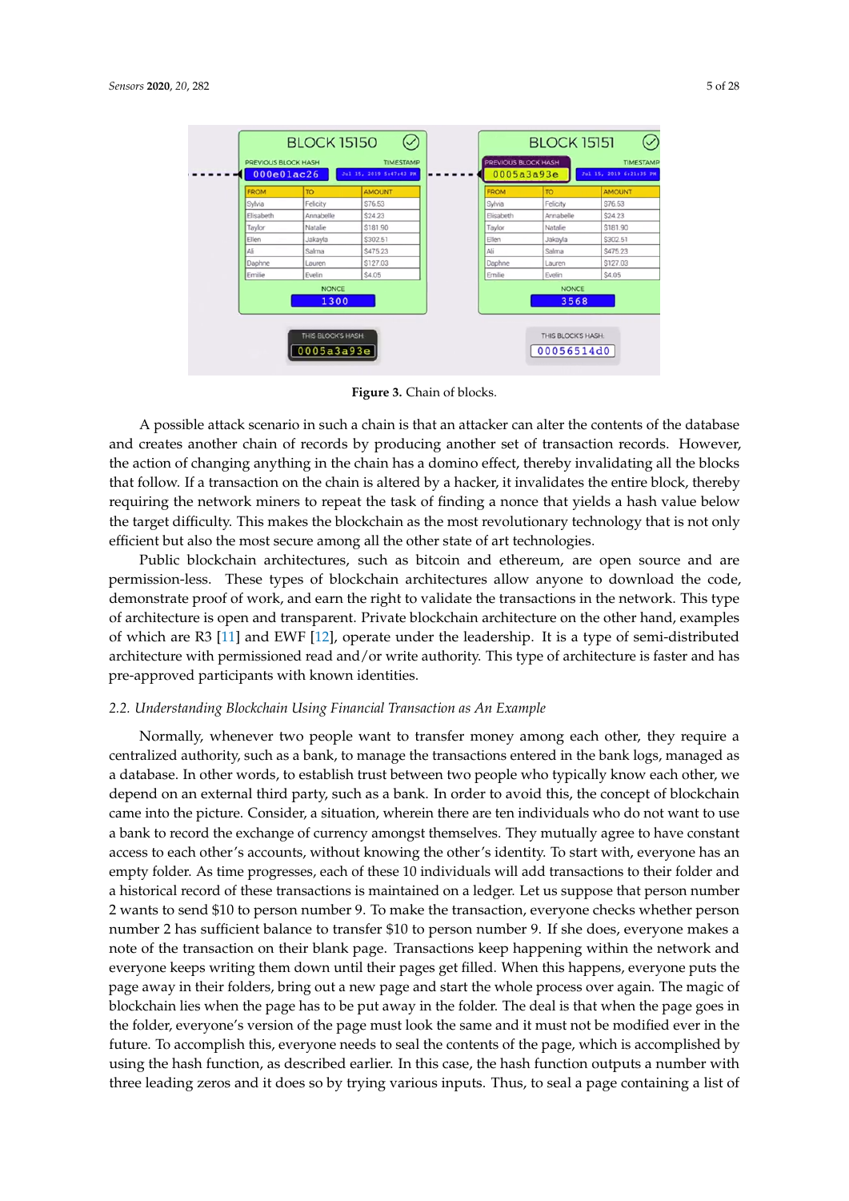**Figure 3.** Chain of blocks.

A possible attack scenario in such a chain is that an attacker can alter the contents of the database and creates another chain of records by producing another set of transaction records. However, the action of changing anything in the chain has a domino effect, thereby invalidating all the blocks that follow. If a transaction on the chain is altered by a hacker, it invalidates the entire block, thereby requiring the network miners to repeat the task of finding a nonce that yields a hash value below the target difficulty. This makes the blockchain as the most revolutionary technology that is not only efficient but also the most secure among all the other state of art technologies.

Public blockchain architectures, such as bitcoin and ethereum, are open source and are permission-less. These types of blockchain architectures allow anyone to download the code, demonstrate proof of work, and earn the right to validate the transactions in the network. This type of architecture is open and transparent. Private blockchain architecture on the other hand, examples of which are R3 [11] and EWF [12], operate under the leadership. It is a type of semi-distributed architecture with permissioned read and/or write authority. This type of architecture is faster and has pre-approved participants with known identities.

### 2.2. Understanding Blockchain Using Financial Transaction as An Example

Normally, whenever two people want to transfer money among each other, they require a centralized authority, such as a bank, to manage the transactions entered in the bank logs, managed as a database. In other words, to establish trust between two people who typically know each other, we depend on an external third party, such as a bank. In order to avoid this, the concept of blockchain came into the picture. Consider, a situation, wherein there are ten individuals who do not want to use a bank to record the exchange of currency amongst themselves. They mutually agree to have constant access to each other's accounts, without knowing the other's identity. To start with, everyone has an empty folder. As time progresses, each of these 10 individuals will add transactions to their folder and a historical record of these transactions is maintained on a ledger. Let us suppose that person number 2 wants to send $10 to person number 9. To make the transaction, everyone checks whether person number 2 has sufficient balance to transfer $10 to person number 9. If she does, everyone makes a note of the transaction on their blank page. Transactions keep happening within the network and everyone keeps writing them down until their pages get filled. When this happens, everyone puts the page away in their folders, bring out a new page and start the whole process over again. The magic of blockchain lies when the page has to be put away in the folder. The deal is that when the page goes in the folder, everyone's version of the page must look the same and it must not be modified ever in the future. To accomplish this, everyone needs to seal the contents of the page, which is accomplished by using the hash function, as described earlier. In this case, the hash function outputs a number with three leading zeros and it does so by trying various inputs. Thus, to seal a page containing a list of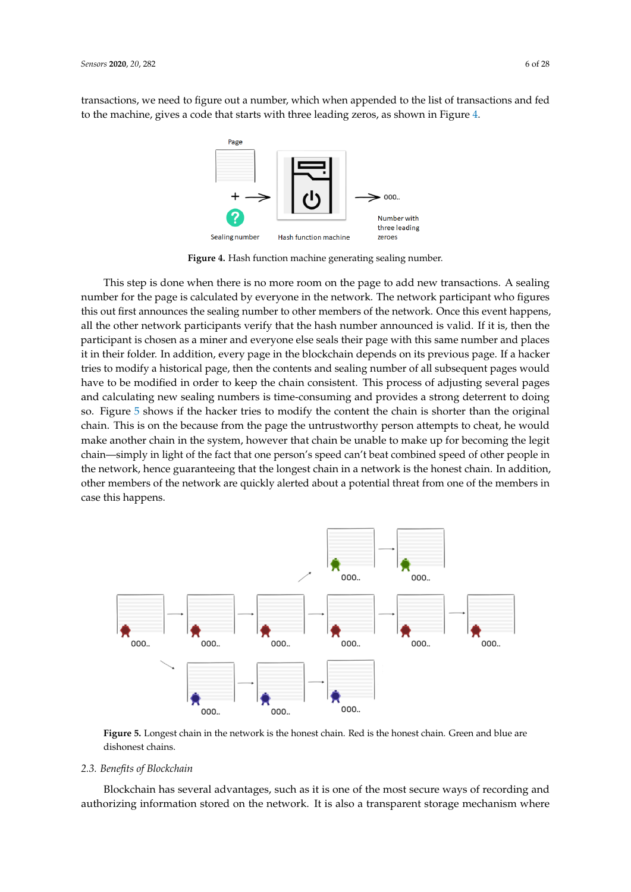transactions, we need to figure out a number, which when appended to the list of transactions and fed to the machine, gives a code that starts with three leading zeros, as shown in Figure 4.

**Figure 4.** Hash function machine generating sealing number.

This step is done when there is no more room on the page to add new transactions. A sealing number for the page is calculated by everyone in the network. The network participant who figures this out first announces the sealing number to other members of the network. Once this event happens, all the other network participants verify that the hash number announced is valid. If it is, then the participant is chosen as a miner and everyone else seals their page with this same number and places it in their folder. In addition, every page in the blockchain depends on its previous page. If a hacker tries to modify a historical page, then the contents and sealing number of all subsequent pages would have to be modified in order to keep the chain consistent. This process of adjusting several pages and calculating new sealing numbers is time-consuming and provides a strong deterrent to doing so. Figure 5 shows if the hacker tries to modify the content the chain is shorter than the original chain. This is on the because from the page the untrustworthy person attempts to cheat, he would make another chain in the system, however that chain be unable to make up for becoming the legit chain—simply in light of the fact that one person's speed can't beat combined speed of other people in the network, hence guaranteeing that the longest chain in a network is the honest chain. In addition, other members of the network are quickly alerted about a potential threat from one of the members in case this happens.

**Figure 5.** Longest chain in the network is the honest chain. Red is the honest chain. Green and blue are dishonest chains.

### 2.3. Benefits of Blockchain

Blockchain has several advantages, such as it is one of the most secure ways of recording and authorizing information stored on the network. It is also a transparent storage mechanism where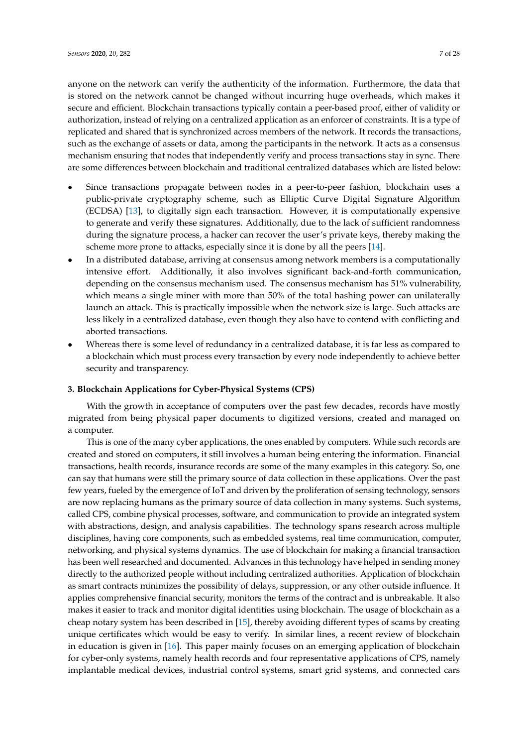anyone on the network can verify the authenticity of the information. Furthermore, the data that is stored on the network cannot be changed without incurring huge overheads, which makes it secure and efficient. Blockchain transactions typically contain a peer-based proof, either of validity or authorization, instead of relying on a centralized application as an enforcer of constraints. It is a type of replicated and shared that is synchronized across members of the network. It records the transactions, such as the exchange of assets or data, among the participants in the network. It acts as a consensus mechanism ensuring that nodes that independently verify and process transactions stay in sync. There are some differences between blockchain and traditional centralized databases which are listed below:

- Since transactions propagate between nodes in a peer-to-peer fashion, blockchain uses a public-private cryptography scheme, such as Elliptic Curve Digital Signature Algorithm (ECDSA) [13], to digitally sign each transaction. However, it is computationally expensive to generate and verify these signatures. Additionally, due to the lack of sufficient randomness during the signature process, a hacker can recover the user's private keys, thereby making the scheme more prone to attacks, especially since it is done by all the peers [14].
- In a distributed database, arriving at consensus among network members is a computationally intensive effort. Additionally, it also involves significant back-and-forth communication, depending on the consensus mechanism used. The consensus mechanism has 51% vulnerability, which means a single miner with more than 50% of the total hashing power can unilaterally launch an attack. This is practically impossible when the network size is large. Such attacks are less likely in a centralized database, even though they also have to contend with conflicting and aborted transactions.
- Whereas there is some level of redundancy in a centralized database, it is far less as compared to a blockchain which must process every transaction by every node independently to achieve better security and transparency.

## 3. Blockchain Applications for Cyber-Physical Systems (CPS)

With the growth in acceptance of computers over the past few decades, records have mostly migrated from being physical paper documents to digitized versions, created and managed on a computer.

This is one of the many cyber applications, the ones enabled by computers. While such records are created and stored on computers, it still involves a human being entering the information. Financial transactions, health records, insurance records are some of the many examples in this category. So, one can say that humans were still the primary source of data collection in these applications. Over the past few years, fueled by the emergence of IoT and driven by the proliferation of sensing technology, sensors are now replacing humans as the primary source of data collection in many systems. Such systems, called CPS, combine physical processes, software, and communication to provide an integrated system with abstractions, design, and analysis capabilities. The technology spans research across multiple disciplines, having core components, such as embedded systems, real time communication, computer, networking, and physical systems dynamics. The use of blockchain for making a financial transaction has been well researched and documented. Advances in this technology have helped in sending money directly to the authorized people without including centralized authorities. Application of blockchain as smart contracts minimizes the possibility of delays, suppression, or any other outside influence. It applies comprehensive financial security, monitors the terms of the contract and is unbreakable. It also makes it easier to track and monitor digital identities using blockchain. The usage of blockchain as a cheap notary system has been described in [15], thereby avoiding different types of scams by creating unique certificates which would be easy to verify. In similar lines, a recent review of blockchain in education is given in [16]. This paper mainly focuses on an emerging application of blockchain for cyber-only systems, namely health records and four representative applications of CPS, namely implantable medical devices, industrial control systems, smart grid systems, and connected cars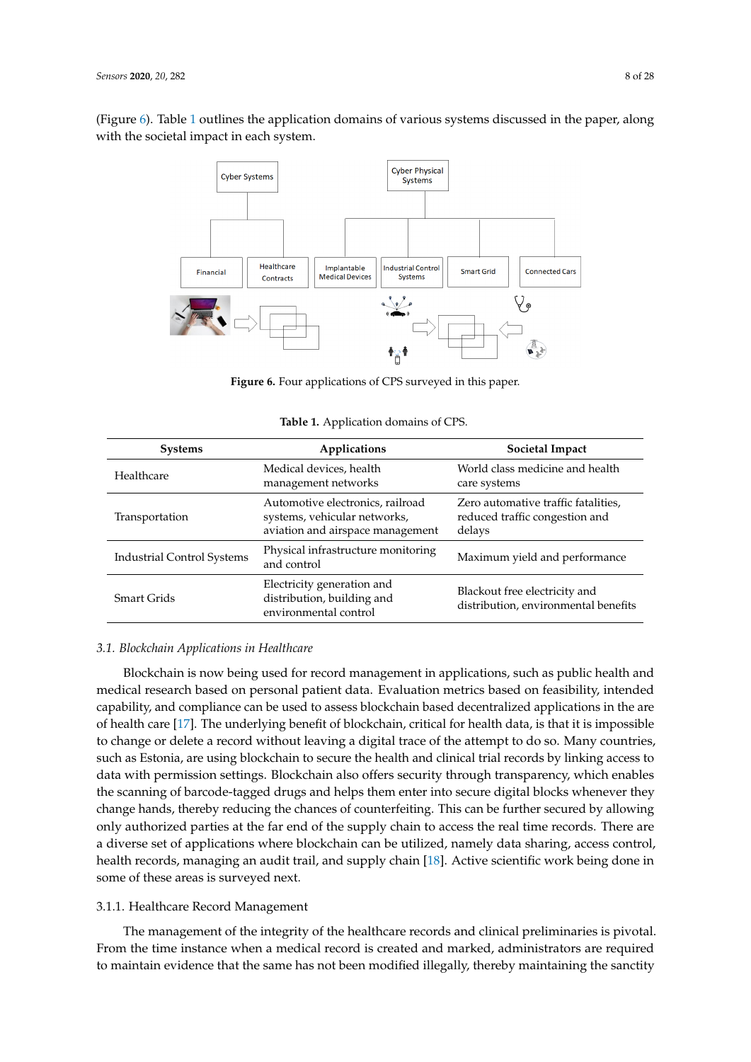(Figure 6). Table 1 outlines the application domains of various systems discussed in the paper, along with the societal impact in each system.

**Figure 6.** Four applications of CPS surveyed in this paper.

**Table 1.** Application domains of CPS.

| Systems | Applications | Societal Impact |
|---|---|---|
| Healthcare | Medical devices, health management networks | World class medicine and health care systems |
| Transportation | Automotive electronics, railroad systems, vehicular networks, aviation and airspace management | Zero automative traffic fatalities, reduced traffic congestion and delays |
| Industrial Control Systems | Physical infrastructure monitoring and control | Maximum yield and performance |
| Smart Grids | Electricity generation and distribution, building and environmental control | Blackout free electricity and distribution, environmental benefits |

### *3.1. Blockchain Applications in Healthcare*

Blockchain is now being used for record management in applications, such as public health and medical research based on personal patient data. Evaluation metrics based on feasibility, intended capability, and compliance can be used to assess blockchain based decentralized applications in the are of health care [17]. The underlying benefit of blockchain, critical for health data, is that it is impossible to change or delete a record without leaving a digital trace of the attempt to do so. Many countries, such as Estonia, are using blockchain to secure the health and clinical trial records by linking access to data with permission settings. Blockchain also offers security through transparency, which enables the scanning of barcode-tagged drugs and helps them enter into secure digital blocks whenever they change hands, thereby reducing the chances of counterfeiting. This can be further secured by allowing only authorized parties at the far end of the supply chain to access the real time records. There are a diverse set of applications where blockchain can be utilized, namely data sharing, access control, health records, managing an audit trail, and supply chain [18]. Active scientific work being done in some of these areas is surveyed next.

#### 3.1.1. Healthcare Record Management

The management of the integrity of the healthcare records and clinical preliminaries is pivotal. From the time instance when a medical record is created and marked, administrators are required to maintain evidence that the same has not been modified illegally, thereby maintaining the sanctity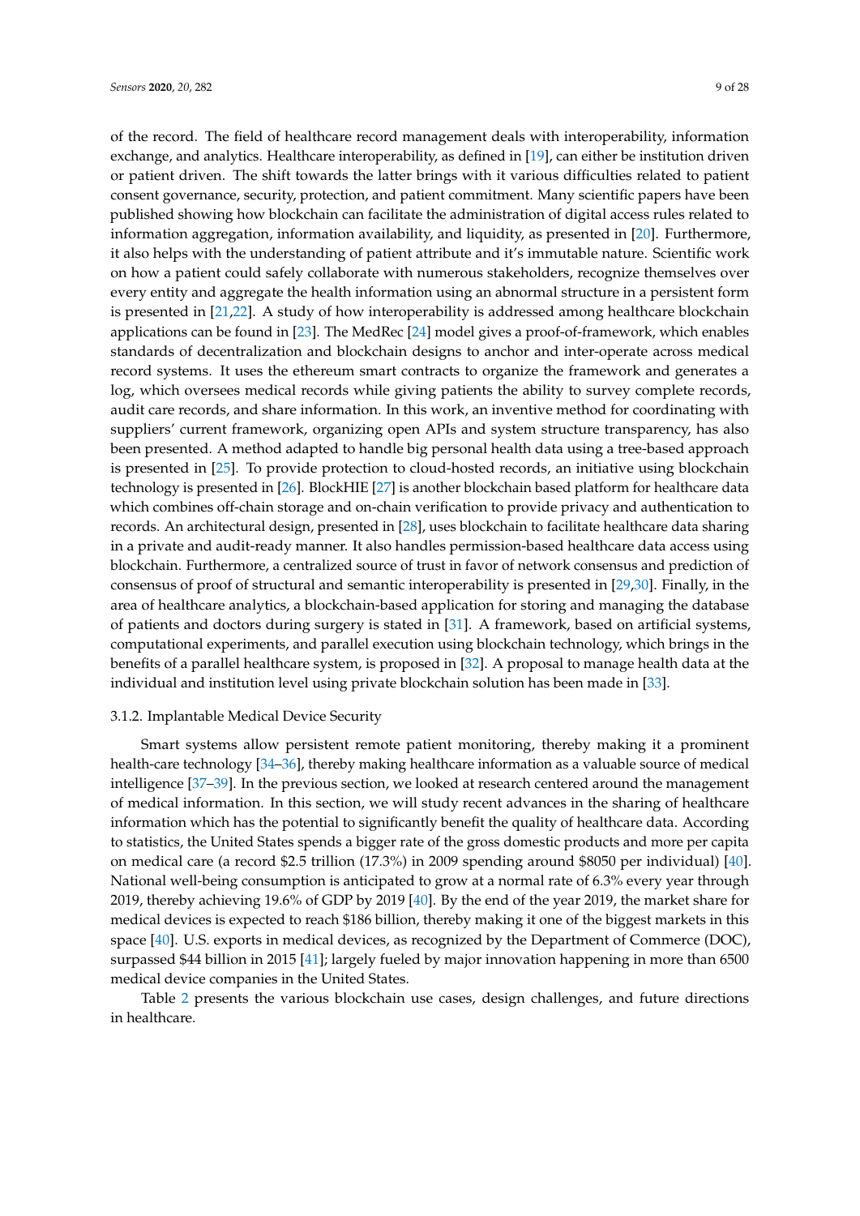of the record. The field of healthcare record management deals with interoperability, information exchange, and analytics. Healthcare interoperability, as defined in [19], can either be institution driven or patient driven. The shift towards the latter brings with it various difficulties related to patient consent governance, security, protection, and patient commitment. Many scientific papers have been published showing how blockchain can facilitate the administration of digital access rules related to information aggregation, information availability, and liquidity, as presented in [20]. Furthermore, it also helps with the understanding of patient attribute and it's immutable nature. Scientific work on how a patient could safely collaborate with numerous stakeholders, recognize themselves over every entity and aggregate the health information using an abnormal structure in a persistent form is presented in [21,22]. A study of how interoperability is addressed among healthcare blockchain applications can be found in [23]. The MedRec [24] model gives a proof-of-framework, which enables standards of decentralization and blockchain designs to anchor and inter-operate across medical record systems. It uses the ethereum smart contracts to organize the framework and generates a log, which oversees medical records while giving patients the ability to survey complete records, audit care records, and share information. In this work, an inventive method for coordinating with suppliers' current framework, organizing open APIs and system structure transparency, has also been presented. A method adapted to handle big personal health data using a tree-based approach is presented in [25]. To provide protection to cloud-hosted records, an initiative using blockchain technology is presented in [26]. BlockHIE [27] is another blockchain based platform for healthcare data which combines off-chain storage and on-chain verification to provide privacy and authentication to records. An architectural design, presented in [28], uses blockchain to facilitate healthcare data sharing in a private and audit-ready manner. It also handles permission-based healthcare data access using blockchain. Furthermore, a centralized source of trust in favor of network consensus and prediction of consensus of proof of structural and semantic interoperability is presented in [29,30]. Finally, in the area of healthcare analytics, a blockchain-based application for storing and managing the database of patients and doctors during surgery is stated in [31]. A framework, based on artificial systems, computational experiments, and parallel execution using blockchain technology, which brings in the benefits of a parallel healthcare system, is proposed in [32]. A proposal to manage health data at the individual and institution level using private blockchain solution has been made in [33].

#### 3.1.2. Implantable Medical Device Security

Smart systems allow persistent remote patient monitoring, thereby making it a prominent health-care technology [34–36], thereby making healthcare information as a valuable source of medical intelligence [37–39]. In the previous section, we looked at research centered around the management of medical information. In this section, we will study recent advances in the sharing of healthcare information which has the potential to significantly benefit the quality of healthcare data. According to statistics, the United States spends a bigger rate of the gross domestic products and more per capita on medical care (a record $2.5 trillion (17.3%) in 2009 spending around $8050 per individual) [40]. National well-being consumption is anticipated to grow at a normal rate of 6.3% every year through 2019, thereby achieving 19.6% of GDP by 2019 [40]. By the end of the year 2019, the market share for medical devices is expected to reach $186 billion, thereby making it one of the biggest markets in this space [40]. U.S. exports in medical devices, as recognized by the Department of Commerce (DOC), surpassed $44 billion in 2015 [41]; largely fueled by major innovation happening in more than 6500 medical device companies in the United States.

Table 2 presents the various blockchain use cases, design challenges, and future directions in healthcare.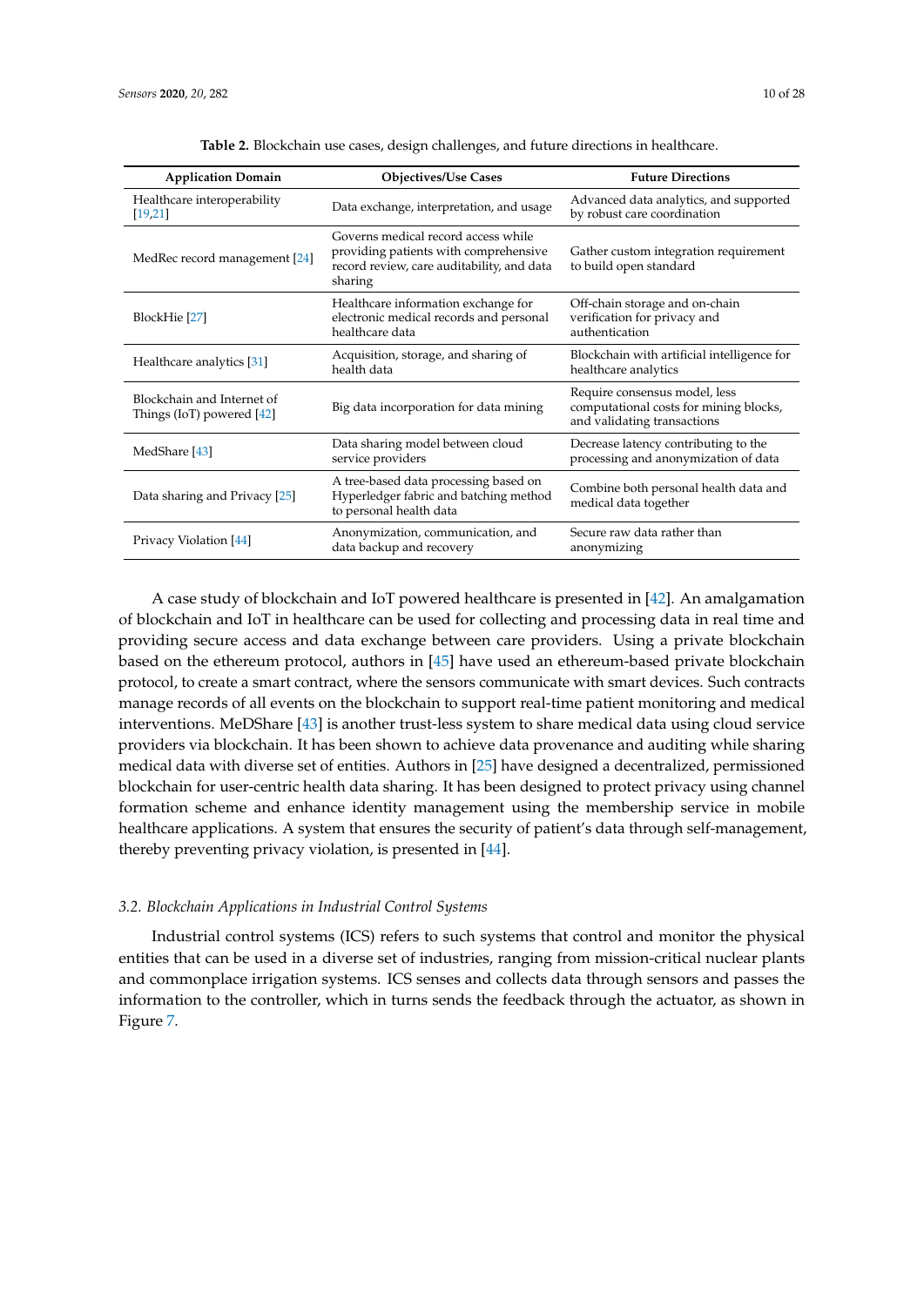**Table 2.** Blockchain use cases, design challenges, and future directions in healthcare.

| Application Domain | Objectives/Use Cases | Future Directions |
|---|---|---|
| Healthcare interoperability [19,21] | Data exchange, interpretation, and usage | Advanced data analytics, and supported by robust care coordination |
| MedRec record management [24] | Governs medical record access while providing patients with comprehensive record review, care auditability, and data sharing | Gather custom integration requirement to build open standard |
| BlockHie [27] | Healthcare information exchange for electronic medical records and personal healthcare data | Off-chain storage and on-chain verification for privacy and authentication |
| Healthcare analytics [31] | Acquisition, storage, and sharing of health data | Blockchain with artificial intelligence for healthcare analytics |
| Blockchain and Internet of Things (IoT) powered [42] | Big data incorporation for data mining | Require consensus model, less computational costs for mining blocks, and validating transactions |
| MedShare [43] | Data sharing model between cloud service providers | Decrease latency contributing to the processing and anonymization of data |
| Data sharing and Privacy [25] | A tree-based data processing based on Hyperledger fabric and batching method to personal health data | Combine both personal health data and medical data together |
| Privacy Violation [44] | Anonymization, communication, and data backup and recovery | Secure raw data rather than anonymizing |

A case study of blockchain and IoT powered healthcare is presented in [42]. An amalgamation of blockchain and IoT in healthcare can be used for collecting and processing data in real time and providing secure access and data exchange between care providers. Using a private blockchain based on the ethereum protocol, authors in [45] have used an ethereum-based private blockchain protocol, to create a smart contract, where the sensors communicate with smart devices. Such contracts manage records of all events on the blockchain to support real-time patient monitoring and medical interventions. MeDShare [43] is another trust-less system to share medical data using cloud service providers via blockchain. It has been shown to achieve data provenance and auditing while sharing medical data with diverse set of entities. Authors in [25] have designed a decentralized, permissioned blockchain for user-centric health data sharing. It has been designed to protect privacy using channel formation scheme and enhance identity management using the membership service in mobile healthcare applications. A system that ensures the security of patient's data through self-management, thereby preventing privacy violation, is presented in [44].

### *3.2. Blockchain Applications in Industrial Control Systems*

Industrial control systems (ICS) refers to such systems that control and monitor the physical entities that can be used in a diverse set of industries, ranging from mission-critical nuclear plants and commonplace irrigation systems. ICS senses and collects data through sensors and passes the information to the controller, which in turns sends the feedback through the actuator, as shown in Figure 7.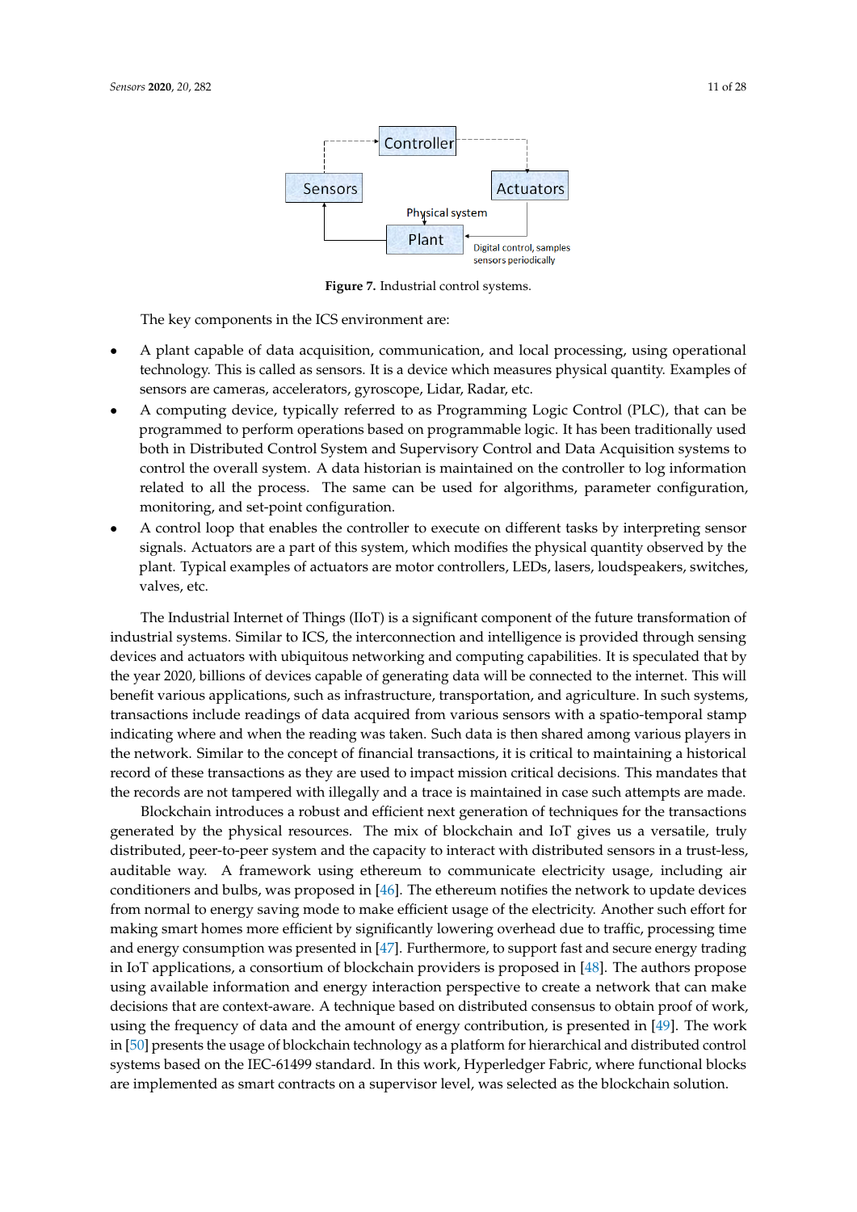Controller

Sensors

Actuators

Physical system

Plant

Digital control, samples sensors periodically

**Figure 7.** Industrial control systems.

The key components in the ICS environment are:

- A plant capable of data acquisition, communication, and local processing, using operational technology. This is called as sensors. It is a device which measures physical quantity. Examples of sensors are cameras, accelerators, gyroscope, Lidar, Radar, etc.
- A computing device, typically referred to as Programming Logic Control (PLC), that can be programmed to perform operations based on programmable logic. It has been traditionally used both in Distributed Control System and Supervisory Control and Data Acquisition systems to control the overall system. A data historian is maintained on the controller to log information related to all the process. The same can be used for algorithms, parameter configuration, monitoring, and set-point configuration.
- A control loop that enables the controller to execute on different tasks by interpreting sensor signals. Actuators are a part of this system, which modifies the physical quantity observed by the plant. Typical examples of actuators are motor controllers, LEDs, lasers, loudspeakers, switches, valves, etc.

The Industrial Internet of Things (IIoT) is a significant component of the future transformation of industrial systems. Similar to ICS, the interconnection and intelligence is provided through sensing devices and actuators with ubiquitous networking and computing capabilities. It is speculated that by the year 2020, billions of devices capable of generating data will be connected to the internet. This will benefit various applications, such as infrastructure, transportation, and agriculture. In such systems, transactions include readings of data acquired from various sensors with a spatio-temporal stamp indicating where and when the reading was taken. Such data is then shared among various players in the network. Similar to the concept of financial transactions, it is critical to maintaining a historical record of these transactions as they are used to impact mission critical decisions. This mandates that the records are not tampered with illegally and a trace is maintained in case such attempts are made.

Blockchain introduces a robust and efficient next generation of techniques for the transactions generated by the physical resources. The mix of blockchain and IoT gives us a versatile, truly distributed, peer-to-peer system and the capacity to interact with distributed sensors in a trust-less, auditable way. A framework using ethereum to communicate electricity usage, including air conditioners and bulbs, was proposed in [46]. The ethereum notifies the network to update devices from normal to energy saving mode to make efficient usage of the electricity. Another such effort for making smart homes more efficient by significantly lowering overhead due to traffic, processing time and energy consumption was presented in [47]. Furthermore, to support fast and secure energy trading in IoT applications, a consortium of blockchain providers is proposed in [48]. The authors propose using available information and energy interaction perspective to create a network that can make decisions that are context-aware. A technique based on distributed consensus to obtain proof of work, using the frequency of data and the amount of energy contribution, is presented in [49]. The work in [50] presents the usage of blockchain technology as a platform for hierarchical and distributed control systems based on the IEC-61499 standard. In this work, Hyperledger Fabric, where functional blocks are implemented as smart contracts on a supervisor level, was selected as the blockchain solution.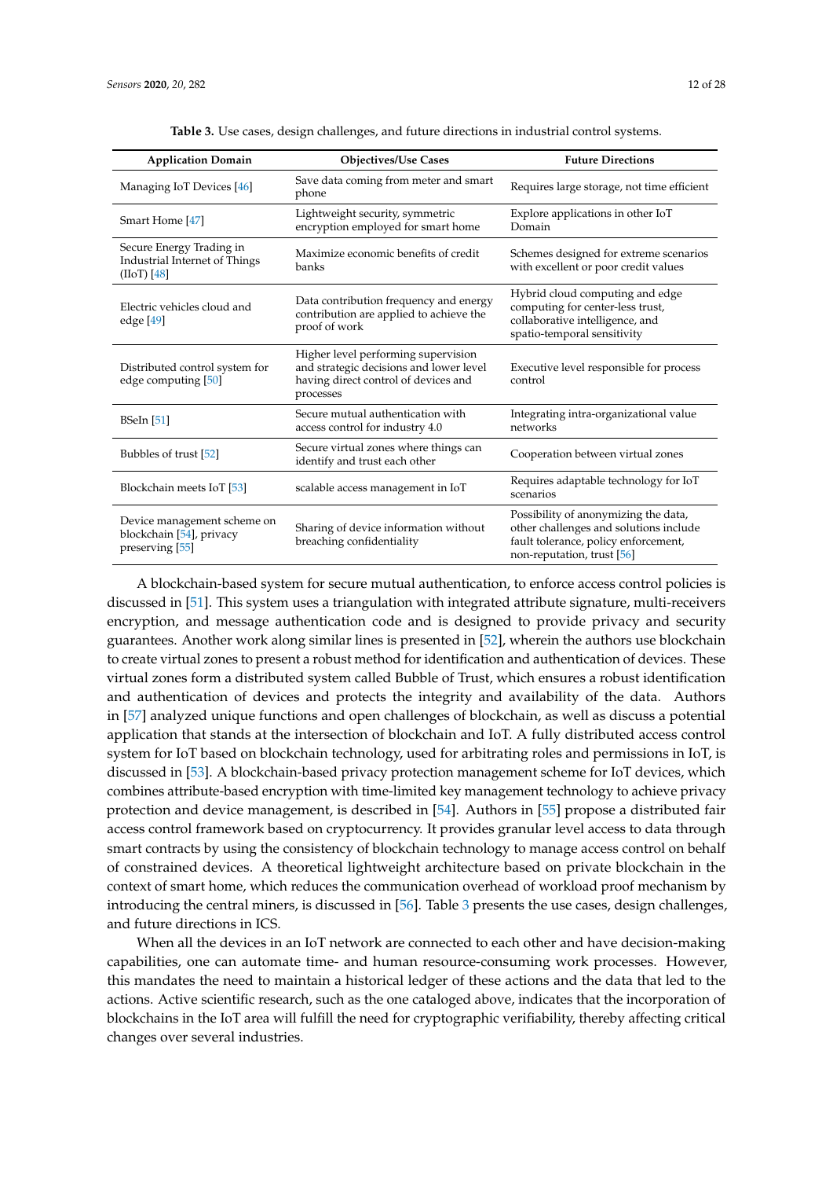**Table 3.** Use cases, design challenges, and future directions in industrial control systems.

| Application Domain | Objectives/Use Cases | Future Directions |
|---|---|---|
| Managing IoT Devices [46] | Save data coming from meter and smart phone | Requires large storage, not time efficient |
| Smart Home [47] | Lightweight security, symmetric encryption employed for smart home | Explore applications in other IoT Domain |
| Secure Energy Trading in Industrial Internet of Things (IIoT) [48] | Maximize economic benefits of credit banks | Schemes designed for extreme scenarios with excellent or poor credit values |
| Electric vehicles cloud and edge [49] | Data contribution frequency and energy contribution are applied to achieve the proof of work | Hybrid cloud computing and edge computing for center-less trust, collaborative intelligence, and spatio-temporal sensitivity |
| Distributed control system for edge computing [50] | Higher level performing supervision and strategic decisions and lower level having direct control of devices and processes | Executive level responsible for process control |
| BSeIn [51] | Secure mutual authentication with access control for industry 4.0 | Integrating intra-organizational value networks |
| Bubbles of trust [52] | Secure virtual zones where things can identify and trust each other | Cooperation between virtual zones |
| Blockchain meets IoT [53] | scalable access management in IoT | Requires adaptable technology for IoT scenarios |
| Device management scheme on blockchain [54], privacy preserving [55] | Sharing of device information without breaching confidentiality | Possibility of anonymizing the data, other challenges and solutions include fault tolerance, policy enforcement, non-reputation, trust [56] |

A blockchain-based system for secure mutual authentication, to enforce access control policies is discussed in [51]. This system uses a triangulation with integrated attribute signature, multi-receivers encryption, and message authentication code and is designed to provide privacy and security guarantees. Another work along similar lines is presented in [52], wherein the authors use blockchain to create virtual zones to present a robust method for identification and authentication of devices. These virtual zones form a distributed system called Bubble of Trust, which ensures a robust identification and authentication of devices and protects the integrity and availability of the data. Authors in [57] analyzed unique functions and open challenges of blockchain, as well as discuss a potential application that stands at the intersection of blockchain and IoT. A fully distributed access control system for IoT based on blockchain technology, used for arbitrating roles and permissions in IoT, is discussed in [53]. A blockchain-based privacy protection management scheme for IoT devices, which combines attribute-based encryption with time-limited key management technology to achieve privacy protection and device management, is described in [54]. Authors in [55] propose a distributed fair access control framework based on cryptocurrency. It provides granular level access to data through smart contracts by using the consistency of blockchain technology to manage access control on behalf of constrained devices. A theoretical lightweight architecture based on private blockchain in the context of smart home, which reduces the communication overhead of workload proof mechanism by introducing the central miners, is discussed in [56]. Table 3 presents the use cases, design challenges, and future directions in ICS.

When all the devices in an IoT network are connected to each other and have decision-making capabilities, one can automate time- and human resource-consuming work processes. However, this mandates the need to maintain a historical ledger of these actions and the data that led to the actions. Active scientific research, such as the one cataloged above, indicates that the incorporation of blockchains in the IoT area will fulfill the need for cryptographic verifiability, thereby affecting critical changes over several industries.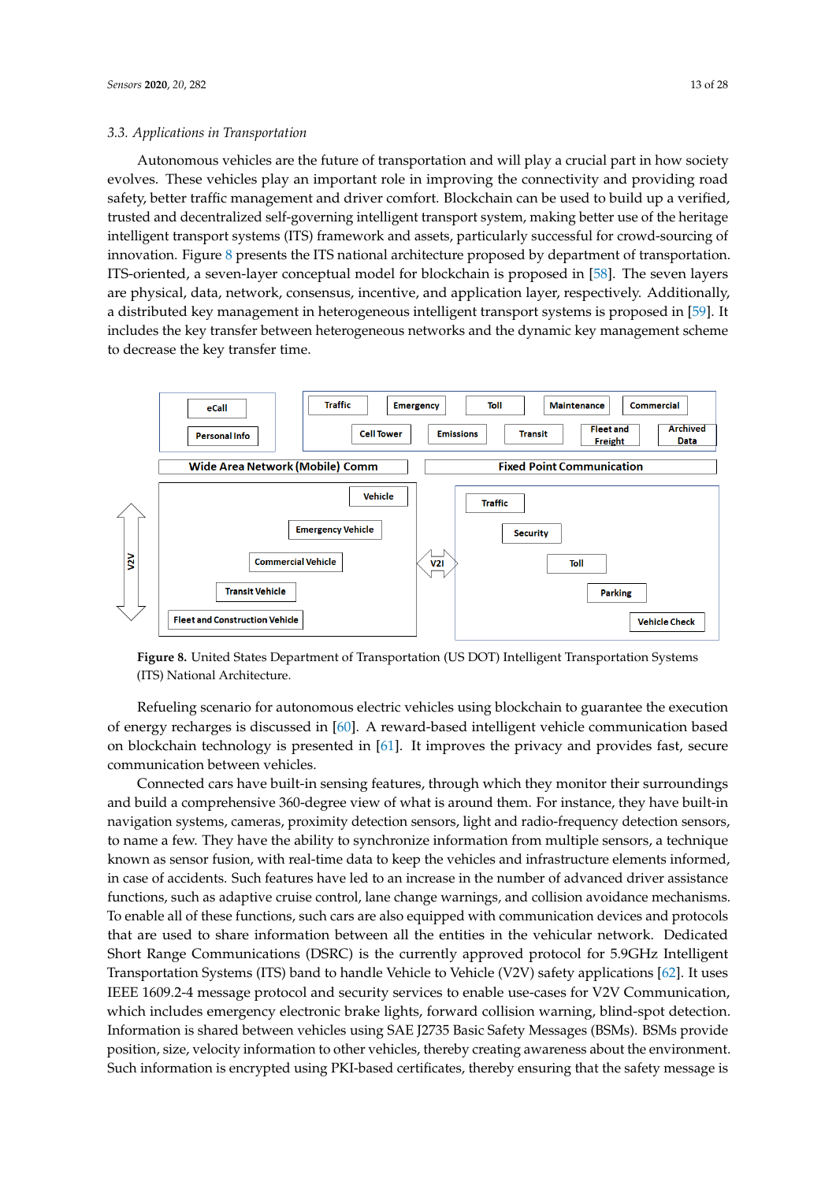### 3.3. Applications in Transportation

Autonomous vehicles are the future of transportation and will play a crucial part in how society evolves. These vehicles play an important role in improving the connectivity and providing road safety, better traffic management and driver comfort. Blockchain can be used to build up a verified, trusted and decentralized self-governing intelligent transport system, making better use of the heritage intelligent transport systems (ITS) framework and assets, particularly successful for crowd-sourcing of innovation. Figure 8 presents the ITS national architecture proposed by department of transportation. ITS-oriented, a seven-layer conceptual model for blockchain is proposed in [58]. The seven layers are physical, data, network, consensus, incentive, and application layer, respectively. Additionally, a distributed key management in heterogeneous intelligent transport systems is proposed in [59]. It includes the key transfer between heterogeneous networks and the dynamic key management scheme to decrease the key transfer time.

**Figure 8.** United States Department of Transportation (US DOT) Intelligent Transportation Systems (ITS) National Architecture.

Refueling scenario for autonomous electric vehicles using blockchain to guarantee the execution of energy recharges is discussed in [60]. A reward-based intelligent vehicle communication based on blockchain technology is presented in [61]. It improves the privacy and provides fast, secure communication between vehicles.

Connected cars have built-in sensing features, through which they monitor their surroundings and build a comprehensive 360-degree view of what is around them. For instance, they have built-in navigation systems, cameras, proximity detection sensors, light and radio-frequency detection sensors, to name a few. They have the ability to synchronize information from multiple sensors, a technique known as sensor fusion, with real-time data to keep the vehicles and infrastructure elements informed, in case of accidents. Such features have led to an increase in the number of advanced driver assistance functions, such as adaptive cruise control, lane change warnings, and collision avoidance mechanisms. To enable all of these functions, such cars are also equipped with communication devices and protocols that are used to share information between all the entities in the vehicular network. Dedicated Short Range Communications (DSRC) is the currently approved protocol for 5.9GHz Intelligent Transportation Systems (ITS) band to handle Vehicle to Vehicle (V2V) safety applications [62]. It uses IEEE 1609.2-4 message protocol and security services to enable use-cases for V2V Communication, which includes emergency electronic brake lights, forward collision warning, blind-spot detection. Information is shared between vehicles using SAE J2735 Basic Safety Messages (BSMs). BSMs provide position, size, velocity information to other vehicles, thereby creating awareness about the environment. Such information is encrypted using PKI-based certificates, thereby ensuring that the safety message is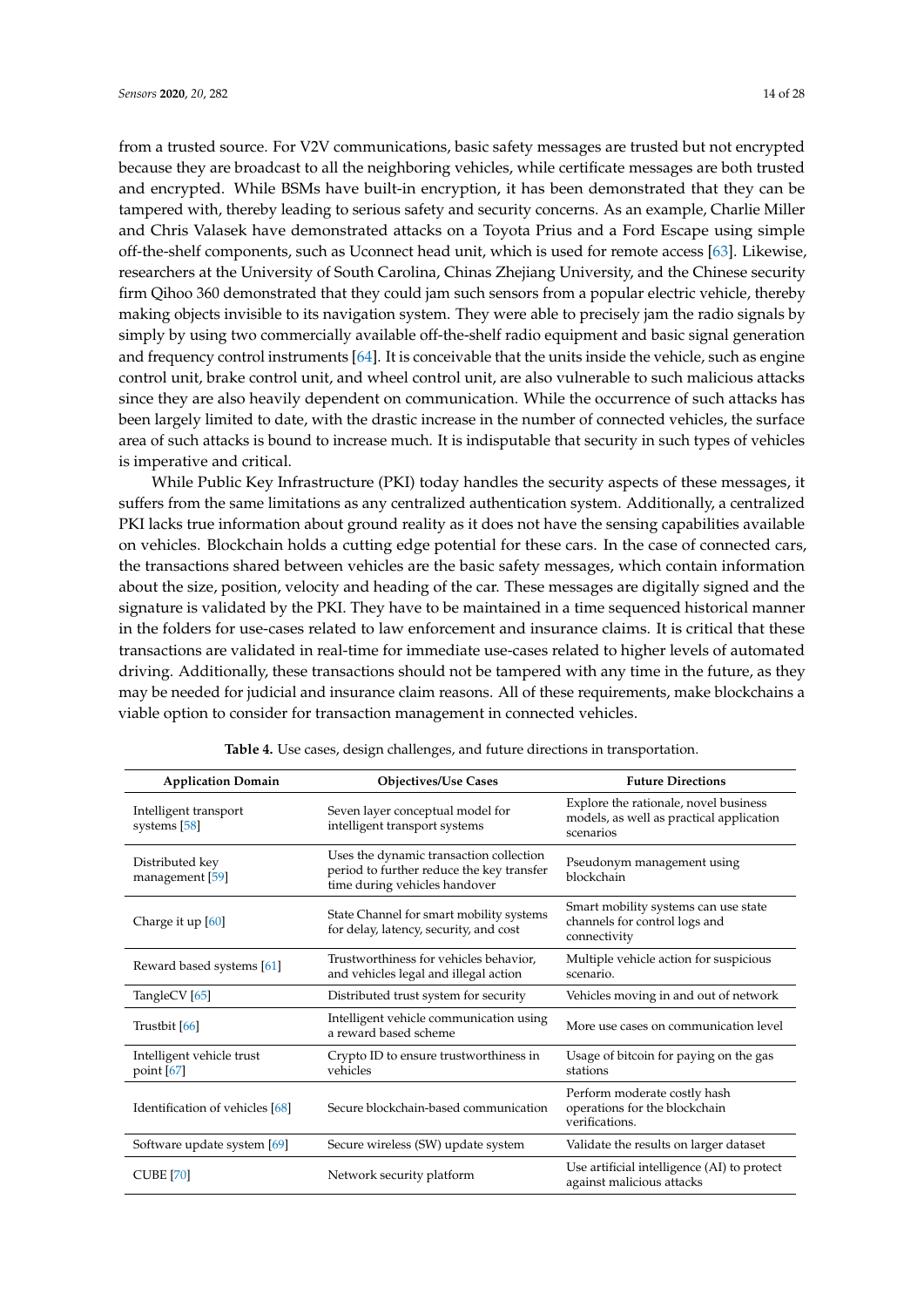from a trusted source. For V2V communications, basic safety messages are trusted but not encrypted because they are broadcast to all the neighboring vehicles, while certificate messages are both trusted and encrypted. While BSMs have built-in encryption, it has been demonstrated that they can be tampered with, thereby leading to serious safety and security concerns. As an example, Charlie Miller and Chris Valasek have demonstrated attacks on a Toyota Prius and a Ford Escape using simple off-the-shelf components, such as Uconnect head unit, which is used for remote access [63]. Likewise, researchers at the University of South Carolina, Chinas Zhejiang University, and the Chinese security firm Qihoo 360 demonstrated that they could jam such sensors from a popular electric vehicle, thereby making objects invisible to its navigation system. They were able to precisely jam the radio signals by simply by using two commercially available off-the-shelf radio equipment and basic signal generation and frequency control instruments [64]. It is conceivable that the units inside the vehicle, such as engine control unit, brake control unit, and wheel control unit, are also vulnerable to such malicious attacks since they are also heavily dependent on communication. While the occurrence of such attacks has been largely limited to date, with the drastic increase in the number of connected vehicles, the surface area of such attacks is bound to increase much. It is indisputable that security in such types of vehicles is imperative and critical.

While Public Key Infrastructure (PKI) today handles the security aspects of these messages, it suffers from the same limitations as any centralized authentication system. Additionally, a centralized PKI lacks true information about ground reality as it does not have the sensing capabilities available on vehicles. Blockchain holds a cutting edge potential for these cars. In the case of connected cars, the transactions shared between vehicles are the basic safety messages, which contain information about the size, position, velocity and heading of the car. These messages are digitally signed and the signature is validated by the PKI. They have to be maintained in a time sequenced historical manner in the folders for use-cases related to law enforcement and insurance claims. It is critical that these transactions are validated in real-time for immediate use-cases related to higher levels of automated driving. Additionally, these transactions should not be tampered with any time in the future, as they may be needed for judicial and insurance claim reasons. All of these requirements, make blockchains a viable option to consider for transaction management in connected vehicles.

**Table 4.** Use cases, design challenges, and future directions in transportation.

| Application Domain | Objectives/Use Cases | Future Directions |
|---|---|---|
| Intelligent transport systems [58] | Seven layer conceptual model for intelligent transport systems | Explore the rationale, novel business models, as well as practical application scenarios |
| Distributed key management [59] | Uses the dynamic transaction collection period to further reduce the key transfer time during vehicles handover | Pseudonym management using blockchain |
| Charge it up [60] | State Channel for smart mobility systems for delay, latency, security, and cost | Smart mobility systems can use state channels for control logs and connectivity |
| Reward based systems [61] | Trustworthiness for vehicles behavior, and vehicles legal and illegal action | Multiple vehicle action for suspicious scenario. |
| TangleCV [65] | Distributed trust system for security | Vehicles moving in and out of network |
| Trustbit [66] | Intelligent vehicle communication using a reward based scheme | More use cases on communication level |
| Intelligent vehicle trust point [67] | Crypto ID to ensure trustworthiness in vehicles | Usage of bitcoin for paying on the gas stations |
| Identification of vehicles [68] | Secure blockchain-based communication | Perform moderate costly hash operations for the blockchain verifications. |
| Software update system [69] | Secure wireless (SW) update system | Validate the results on larger dataset |
| CUBE [70] | Network security platform | Use artificial intelligence (AI) to protect against malicious attacks |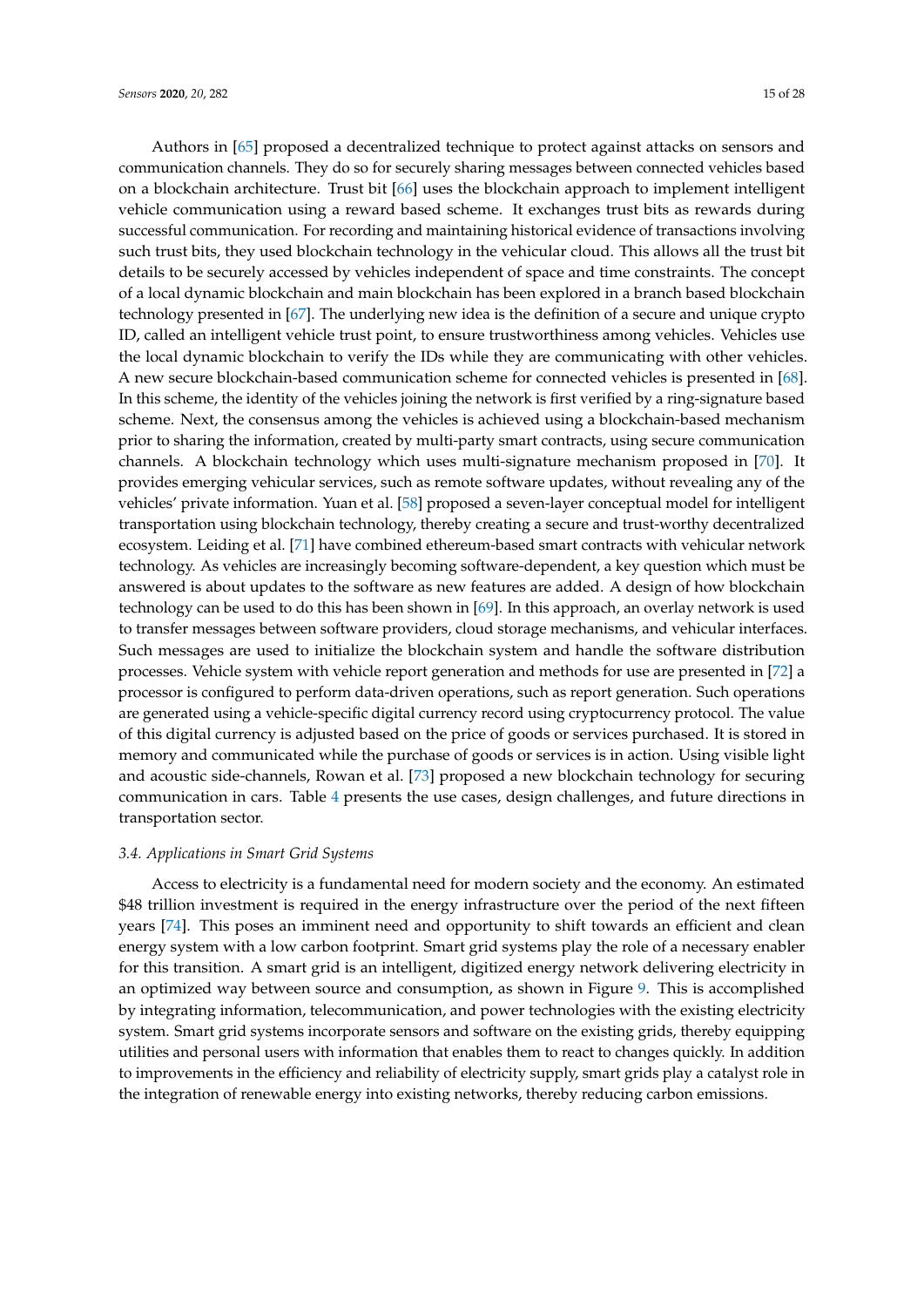Authors in [65] proposed a decentralized technique to protect against attacks on sensors and communication channels. They do so for securely sharing messages between connected vehicles based on a blockchain architecture. Trust bit [66] uses the blockchain approach to implement intelligent vehicle communication using a reward based scheme. It exchanges trust bits as rewards during successful communication. For recording and maintaining historical evidence of transactions involving such trust bits, they used blockchain technology in the vehicular cloud. This allows all the trust bit details to be securely accessed by vehicles independent of space and time constraints. The concept of a local dynamic blockchain and main blockchain has been explored in a branch based blockchain technology presented in [67]. The underlying new idea is the definition of a secure and unique crypto ID, called an intelligent vehicle trust point, to ensure trustworthiness among vehicles. Vehicles use the local dynamic blockchain to verify the IDs while they are communicating with other vehicles. A new secure blockchain-based communication scheme for connected vehicles is presented in [68]. In this scheme, the identity of the vehicles joining the network is first verified by a ring-signature based scheme. Next, the consensus among the vehicles is achieved using a blockchain-based mechanism prior to sharing the information, created by multi-party smart contracts, using secure communication channels. A blockchain technology which uses multi-signature mechanism proposed in [70]. It provides emerging vehicular services, such as remote software updates, without revealing any of the vehicles' private information. Yuan et al. [58] proposed a seven-layer conceptual model for intelligent transportation using blockchain technology, thereby creating a secure and trust-worthy decentralized ecosystem. Leiding et al. [71] have combined ethereum-based smart contracts with vehicular network technology. As vehicles are increasingly becoming software-dependent, a key question which must be answered is about updates to the software as new features are added. A design of how blockchain technology can be used to do this has been shown in [69]. In this approach, an overlay network is used to transfer messages between software providers, cloud storage mechanisms, and vehicular interfaces. Such messages are used to initialize the blockchain system and handle the software distribution processes. Vehicle system with vehicle report generation and methods for use are presented in [72] a processor is configured to perform data-driven operations, such as report generation. Such operations are generated using a vehicle-specific digital currency record using cryptocurrency protocol. The value of this digital currency is adjusted based on the price of goods or services purchased. It is stored in memory and communicated while the purchase of goods or services is in action. Using visible light and acoustic side-channels, Rowan et al. [73] proposed a new blockchain technology for securing communication in cars. Table 4 presents the use cases, design challenges, and future directions in transportation sector.

### *3.4. Applications in Smart Grid Systems*

Access to electricity is a fundamental need for modern society and the economy. An estimated $48 trillion investment is required in the energy infrastructure over the period of the next fifteen years [74]. This poses an imminent need and opportunity to shift towards an efficient and clean energy system with a low carbon footprint. Smart grid systems play the role of a necessary enabler for this transition. A smart grid is an intelligent, digitized energy network delivering electricity in an optimized way between source and consumption, as shown in Figure 9. This is accomplished by integrating information, telecommunication, and power technologies with the existing electricity system. Smart grid systems incorporate sensors and software on the existing grids, thereby equipping utilities and personal users with information that enables them to react to changes quickly. In addition to improvements in the efficiency and reliability of electricity supply, smart grids play a catalyst role in the integration of renewable energy into existing networks, thereby reducing carbon emissions.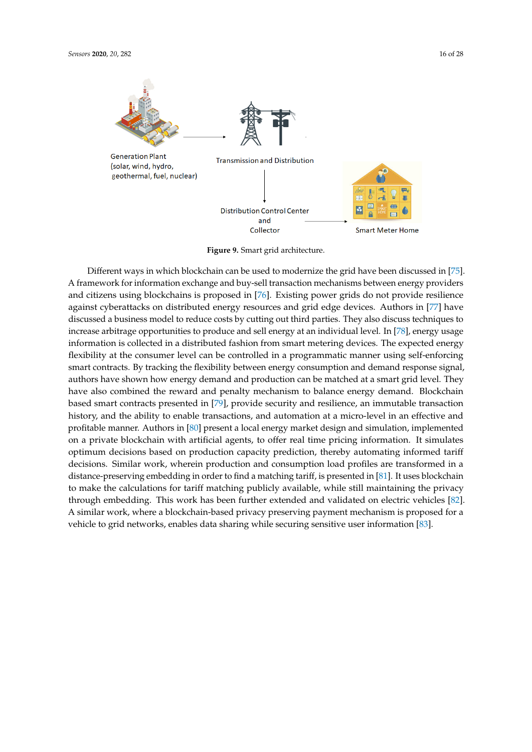Figure 9. Smart grid architecture.

Different ways in which blockchain can be used to modernize the grid have been discussed in [75]. A framework for information exchange and buy-sell transaction mechanisms between energy providers and citizens using blockchains is proposed in [76]. Existing power grids do not provide resilience against cyberattacks on distributed energy resources and grid edge devices. Authors in [77] have discussed a business model to reduce costs by cutting out third parties. They also discuss techniques to increase arbitrage opportunities to produce and sell energy at an individual level. In [78], energy usage information is collected in a distributed fashion from smart metering devices. The expected energy flexibility at the consumer level can be controlled in a programmatic manner using self-enforcing smart contracts. By tracking the flexibility between energy consumption and demand response signal, authors have shown how energy demand and production can be matched at a smart grid level. They have also combined the reward and penalty mechanism to balance energy demand. Blockchain based smart contracts presented in [79], provide security and resilience, an immutable transaction history, and the ability to enable transactions, and automation at a micro-level in an effective and profitable manner. Authors in [80] present a local energy market design and simulation, implemented on a private blockchain with artificial agents, to offer real time pricing information. It simulates optimum decisions based on production capacity prediction, thereby automating informed tariff decisions. Similar work, wherein production and consumption load profiles are transformed in a distance-preserving embedding in order to find a matching tariff, is presented in [81]. It uses blockchain to make the calculations for tariff matching publicly available, while still maintaining the privacy through embedding. This work has been further extended and validated on electric vehicles [82]. A similar work, where a blockchain-based privacy preserving payment mechanism is proposed for a vehicle to grid networks, enables data sharing while securing sensitive user information [83].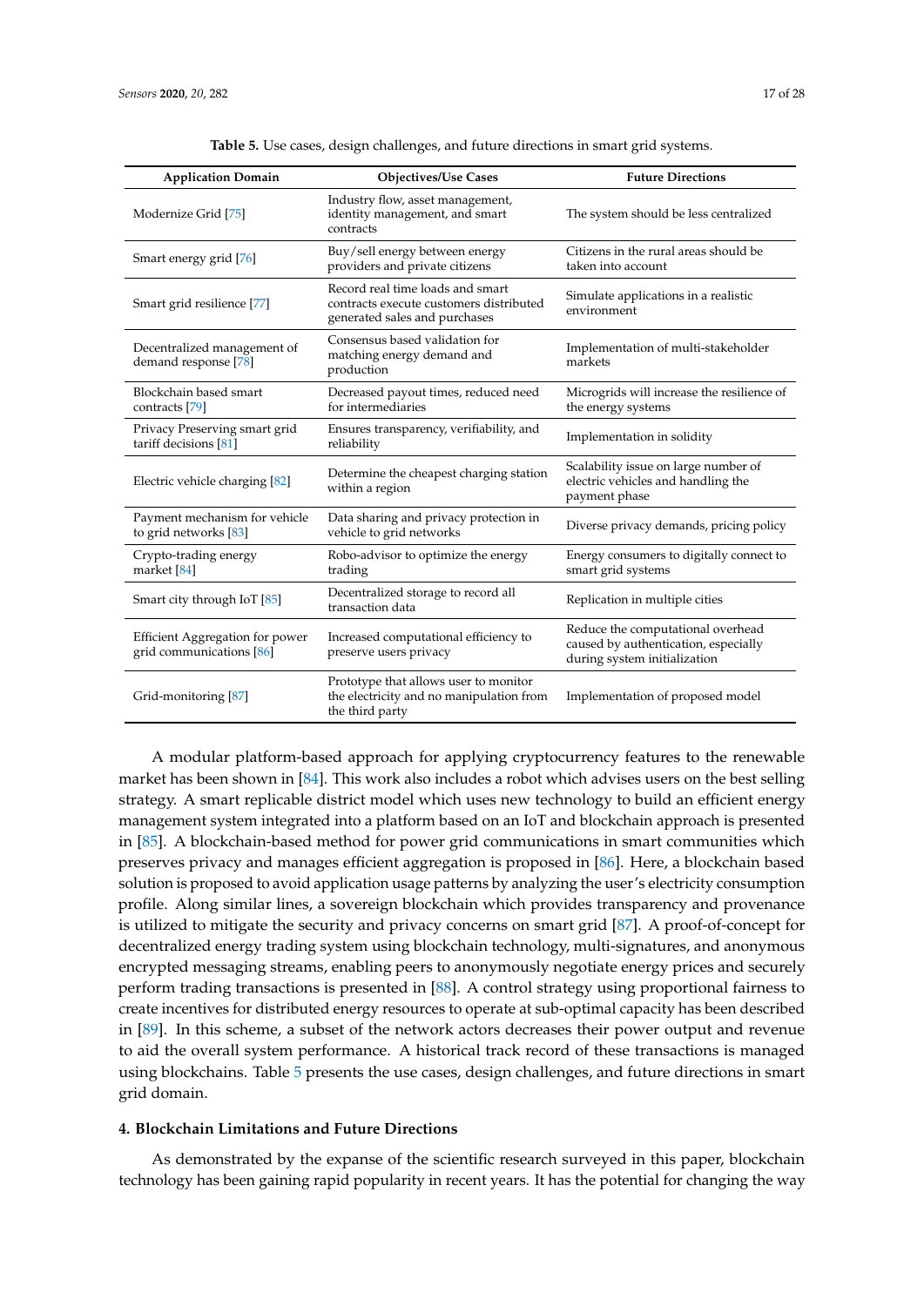**Table 5.** Use cases, design challenges, and future directions in smart grid systems.

| Application Domain | Objectives/Use Cases | Future Directions |
|---|---|---|
| Modernize Grid [75] | Industry flow, asset management, identity management, and smart contracts | The system should be less centralized |
| Smart energy grid [76] | Buy/sell energy between energy providers and private citizens | Citizens in the rural areas should be taken into account |
| Smart grid resilience [77] | Record real time loads and smart contracts execute customers distributed generated sales and purchases | Simulate applications in a realistic environment |
| Decentralized management of demand response [78] | Consensus based validation for matching energy demand and production | Implementation of multi-stakeholder markets |
| Blockchain based smart contracts [79] | Decreased payout times, reduced need for intermediaries | Microgrids will increase the resilience of the energy systems |
| Privacy Preserving smart grid tariff decisions [81] | Ensures transparency, verifiability, and reliability | Implementation in solidity |
| Electric vehicle charging [82] | Determine the cheapest charging station within a region | Scalability issue on large number of electric vehicles and handling the payment phase |
| Payment mechanism for vehicle to grid networks [83] | Data sharing and privacy protection in vehicle to grid networks | Diverse privacy demands, pricing policy |
| Crypto-trading energy market [84] | Robo-advisor to optimize the energy trading | Energy consumers to digitally connect to smart grid systems |
| Smart city through IoT [85] | Decentralized storage to record all transaction data | Replication in multiple cities |
| Efficient Aggregation for power grid communications [86] | Increased computational efficiency to preserve users privacy | Reduce the computational overhead caused by authentication, especially during system initialization |
| Grid-monitoring [87] | Prototype that allows user to monitor the electricity and no manipulation from the third party | Implementation of proposed model |

A modular platform-based approach for applying cryptocurrency features to the renewable market has been shown in [84]. This work also includes a robot which advises users on the best selling strategy. A smart replicable district model which uses new technology to build an efficient energy management system integrated into a platform based on an IoT and blockchain approach is presented in [85]. A blockchain-based method for power grid communications in smart communities which preserves privacy and manages efficient aggregation is proposed in [86]. Here, a blockchain based solution is proposed to avoid application usage patterns by analyzing the user's electricity consumption profile. Along similar lines, a sovereign blockchain which provides transparency and provenance is utilized to mitigate the security and privacy concerns on smart grid [87]. A proof-of-concept for decentralized energy trading system using blockchain technology, multi-signatures, and anonymous encrypted messaging streams, enabling peers to anonymously negotiate energy prices and securely perform trading transactions is presented in [88]. A control strategy using proportional fairness to create incentives for distributed energy resources to operate at sub-optimal capacity has been described in [89]. In this scheme, a subset of the network actors decreases their power output and revenue to aid the overall system performance. A historical track record of these transactions is managed using blockchains. Table 5 presents the use cases, design challenges, and future directions in smart grid domain.

## 4. Blockchain Limitations and Future Directions

As demonstrated by the expanse of the scientific research surveyed in this paper, blockchain technology has been gaining rapid popularity in recent years. It has the potential for changing the way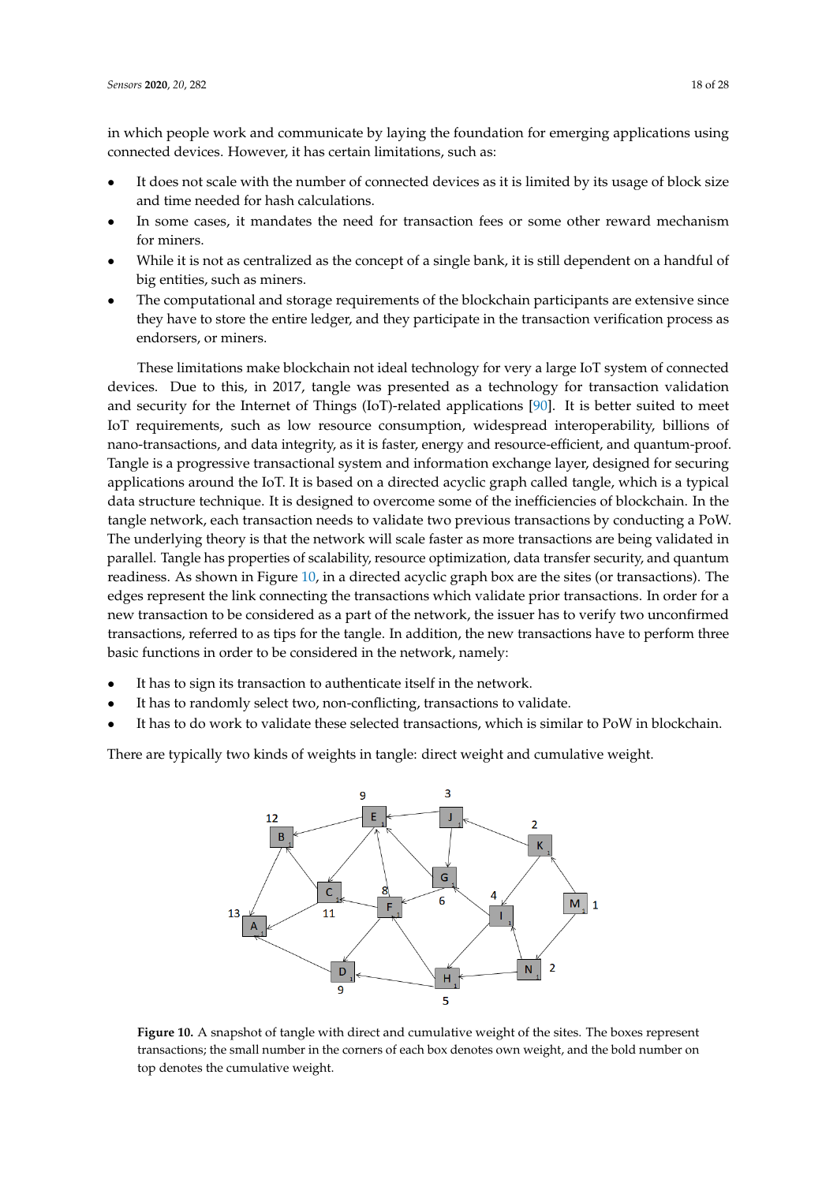in which people work and communicate by laying the foundation for emerging applications using connected devices. However, it has certain limitations, such as:

- It does not scale with the number of connected devices as it is limited by its usage of block size and time needed for hash calculations.
- In some cases, it mandates the need for transaction fees or some other reward mechanism for miners.
- While it is not as centralized as the concept of a single bank, it is still dependent on a handful of big entities, such as miners.
- The computational and storage requirements of the blockchain participants are extensive since they have to store the entire ledger, and they participate in the transaction verification process as endorsers, or miners.

These limitations make blockchain not ideal technology for very a large IoT system of connected devices. Due to this, in 2017, tangle was presented as a technology for transaction validation and security for the Internet of Things (IoT)-related applications [90]. It is better suited to meet IoT requirements, such as low resource consumption, widespread interoperability, billions of nano-transactions, and data integrity, as it is faster, energy and resource-efficient, and quantum-proof. Tangle is a progressive transactional system and information exchange layer, designed for securing applications around the IoT. It is based on a directed acyclic graph called tangle, which is a typical data structure technique. It is designed to overcome some of the inefficiencies of blockchain. In the tangle network, each transaction needs to validate two previous transactions by conducting a PoW. The underlying theory is that the network will scale faster as more transactions are being validated in parallel. Tangle has properties of scalability, resource optimization, data transfer security, and quantum readiness. As shown in Figure 10, in a directed acyclic graph box are the sites (or transactions). The edges represent the link connecting the transactions which validate prior transactions. In order for a new transaction to be considered as a part of the network, the issuer has to verify two unconfirmed transactions, referred to as tips for the tangle. In addition, the new transactions have to perform three basic functions in order to be considered in the network, namely:

- It has to sign its transaction to authenticate itself in the network.
- It has to randomly select two, non-conflicting, transactions to validate.
- It has to do work to validate these selected transactions, which is similar to PoW in blockchain.

There are typically two kinds of weights in tangle: direct weight and cumulative weight.

**Figure 10.** A snapshot of tangle with direct and cumulative weight of the sites. The boxes represent transactions; the small number in the corners of each box denotes own weight, and the bold number on top denotes the cumulative weight.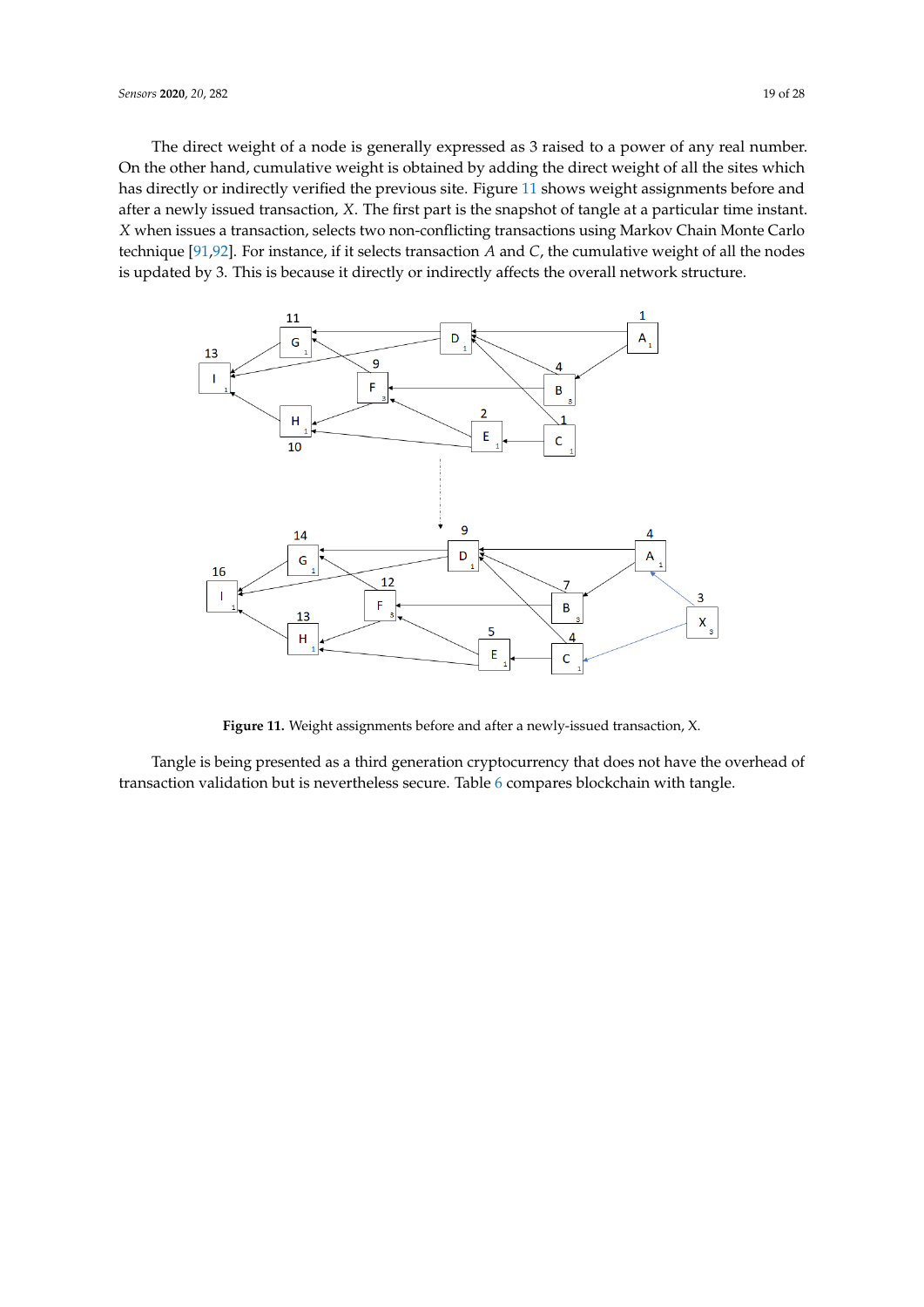The direct weight of a node is generally expressed as 3 raised to a power of any real number. On the other hand, cumulative weight is obtained by adding the direct weight of all the sites which has directly or indirectly verified the previous site. Figure 11 shows weight assignments before and after a newly issued transaction, *X*. The first part is the snapshot of tangle at a particular time instant. *X* when issues a transaction, selects two non-conflicting transactions using Markov Chain Monte Carlo technique [91,92]. For instance, if it selects transaction *A* and *C*, the cumulative weight of all the nodes is updated by 3. This is because it directly or indirectly affects the overall network structure.

**Figure 11.** Weight assignments before and after a newly-issued transaction, X.

Tangle is being presented as a third generation cryptocurrency that does not have the overhead of transaction validation but is nevertheless secure. Table 6 compares blockchain with tangle.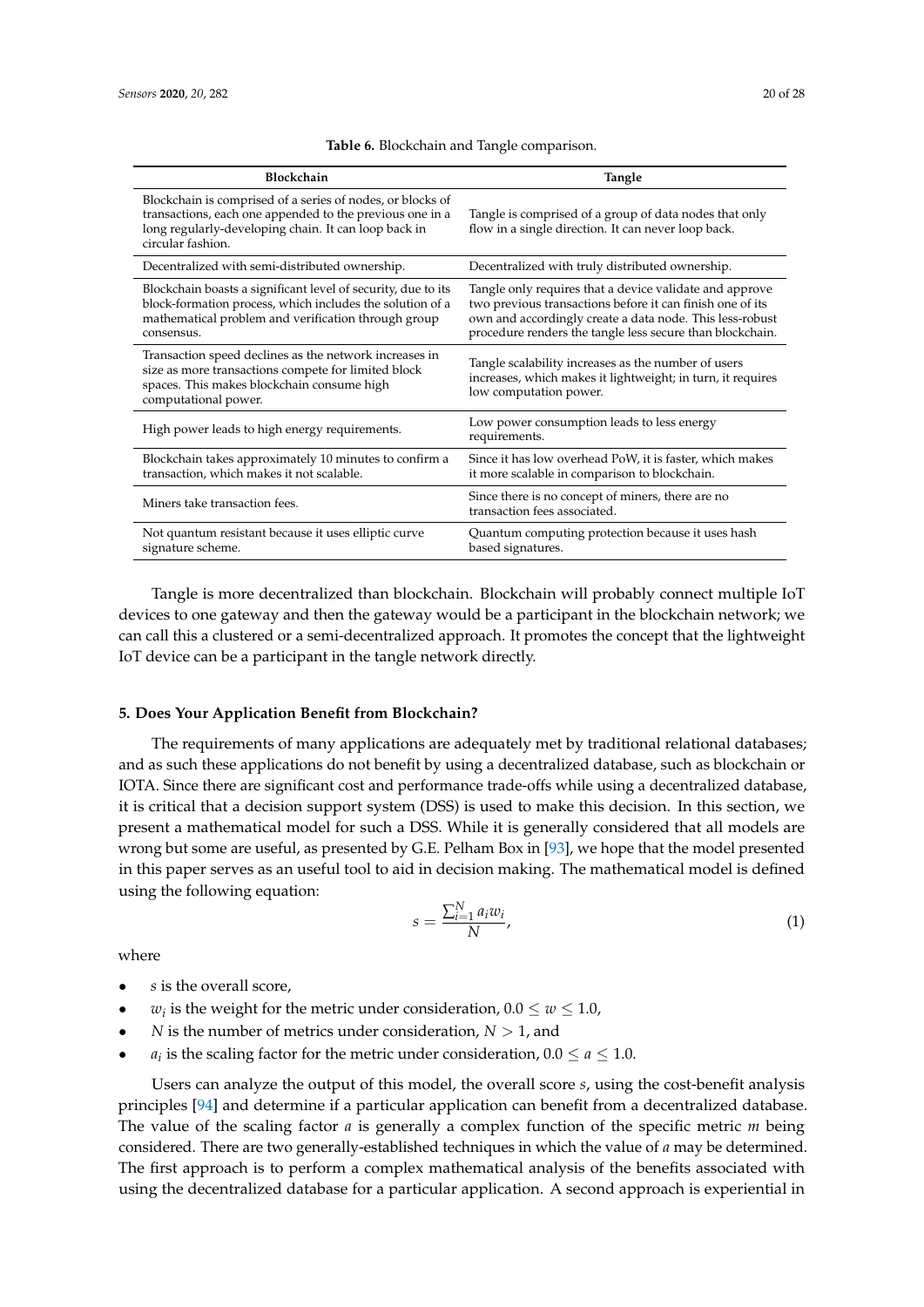**Table 6.** Blockchain and Tangle comparison.

| Blockchain | Tangle |
|---|---|
| Blockchain is comprised of a series of nodes, or blocks of transactions, each one appended to the previous one in a long regularly-developing chain. It can loop back in circular fashion. | Tangle is comprised of a group of data nodes that only flow in a single direction. It can never loop back. |
| Decentralized with semi-distributed ownership. | Decentralized with truly distributed ownership. |
| Blockchain boasts a significant level of security, due to its block-formation process, which includes the solution of a mathematical problem and verification through group consensus. | Tangle only requires that a device validate and approve two previous transactions before it can finish one of its own and accordingly create a data node. This less-robust procedure renders the tangle less secure than blockchain. |
| Transaction speed declines as the network increases in size as more transactions compete for limited block spaces. This makes blockchain consume high computational power. | Tangle scalability increases as the number of users increases, which makes it lightweight; in turn, it requires low computation power. |
| High power leads to high energy requirements. | Low power consumption leads to less energy requirements. |
| Blockchain takes approximately 10 minutes to confirm a transaction, which makes it not scalable. | Since it has low overhead PoW, it is faster, which makes it more scalable in comparison to blockchain. |
| Miners take transaction fees. | Since there is no concept of miners, there are no transaction fees associated. |
| Not quantum resistant because it uses elliptic curve signature scheme. | Quantum computing protection because it uses hash based signatures. |

Tangle is more decentralized than blockchain. Blockchain will probably connect multiple IoT devices to one gateway and then the gateway would be a participant in the blockchain network; we can call this a clustered or a semi-decentralized approach. It promotes the concept that the lightweight IoT device can be a participant in the tangle network directly.

## 5. Does Your Application Benefit from Blockchain?

The requirements of many applications are adequately met by traditional relational databases; and as such these applications do not benefit by using a decentralized database, such as blockchain or IOTA. Since there are significant cost and performance trade-offs while using a decentralized database, it is critical that a decision support system (DSS) is used to make this decision. In this section, we present a mathematical model for such a DSS. While it is generally considered that all models are wrong but some are useful, as presented by G.E. Pelham Box in [93], we hope that the model presented in this paper serves as an useful tool to aid in decision making. The mathematical model is defined using the following equation:

$$s = \frac{\sum_{i=1}^{N} a_i w_i}{N}, \tag{1}$$

where

- $s$ is the overall score,
- $w_i$ is the weight for the metric under consideration, $0.0 \leq w \leq 1.0$,
- $N$ is the number of metrics under consideration, $N > 1$, and
- $a_i$ is the scaling factor for the metric under consideration, $0.0 \leq a \leq 1.0$.

Users can analyze the output of this model, the overall score $s$, using the cost-benefit analysis principles [94] and determine if a particular application can benefit from a decentralized database. The value of the scaling factor $a$ is generally a complex function of the specific metric $m$ being considered. There are two generally-established techniques in which the value of $a$ may be determined. The first approach is to perform a complex mathematical analysis of the benefits associated with using the decentralized database for a particular application. A second approach is experiential in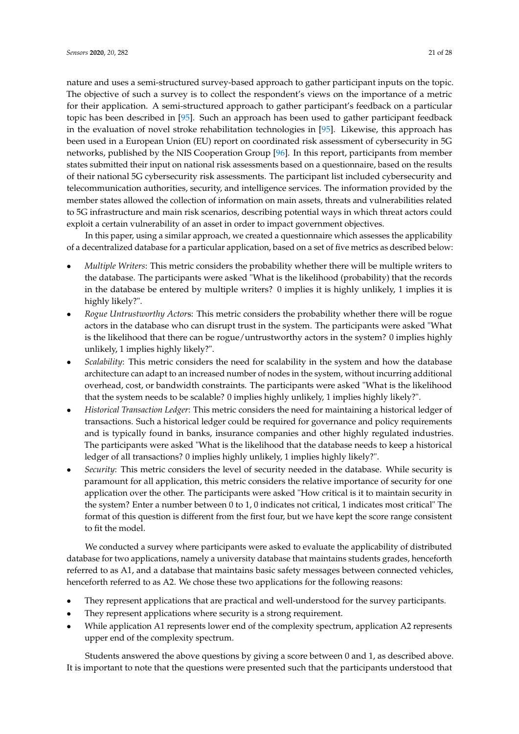nature and uses a semi-structured survey-based approach to gather participant inputs on the topic. The objective of such a survey is to collect the respondent's views on the importance of a metric for their application. A semi-structured approach to gather participant's feedback on a particular topic has been described in [95]. Such an approach has been used to gather participant feedback in the evaluation of novel stroke rehabilitation technologies in [95]. Likewise, this approach has been used in a European Union (EU) report on coordinated risk assessment of cybersecurity in 5G networks, published by the NIS Cooperation Group [96]. In this report, participants from member states submitted their input on national risk assessments based on a questionnaire, based on the results of their national 5G cybersecurity risk assessments. The participant list included cybersecurity and telecommunication authorities, security, and intelligence services. The information provided by the member states allowed the collection of information on main assets, threats and vulnerabilities related to 5G infrastructure and main risk scenarios, describing potential ways in which threat actors could exploit a certain vulnerability of an asset in order to impact government objectives.

In this paper, using a similar approach, we created a questionnaire which assesses the applicability of a decentralized database for a particular application, based on a set of five metrics as described below:

- *Multiple Writers*: This metric considers the probability whether there will be multiple writers to the database. The participants were asked "What is the likelihood (probability) that the records in the database be entered by multiple writers? 0 implies it is highly unlikely, 1 implies it is highly likely?".
- *Rogue Untrustworthy Actor*s: This metric considers the probability whether there will be rogue actors in the database who can disrupt trust in the system. The participants were asked "What is the likelihood that there can be rogue/untrustworthy actors in the system? 0 implies highly unlikely, 1 implies highly likely?".
- *Scalability*: This metric considers the need for scalability in the system and how the database architecture can adapt to an increased number of nodes in the system, without incurring additional overhead, cost, or bandwidth constraints. The participants were asked "What is the likelihood that the system needs to be scalable? 0 implies highly unlikely, 1 implies highly likely?".
- *Historical Transaction Ledger*: This metric considers the need for maintaining a historical ledger of transactions. Such a historical ledger could be required for governance and policy requirements and is typically found in banks, insurance companies and other highly regulated industries. The participants were asked "What is the likelihood that the database needs to keep a historical ledger of all transactions? 0 implies highly unlikely, 1 implies highly likely?".
- *Security*: This metric considers the level of security needed in the database. While security is paramount for all application, this metric considers the relative importance of security for one application over the other. The participants were asked "How critical is it to maintain security in the system? Enter a number between 0 to 1, 0 indicates not critical, 1 indicates most critical" The format of this question is different from the first four, but we have kept the score range consistent to fit the model.

We conducted a survey where participants were asked to evaluate the applicability of distributed database for two applications, namely a university database that maintains students grades, henceforth referred to as A1, and a database that maintains basic safety messages between connected vehicles, henceforth referred to as A2. We chose these two applications for the following reasons:

- They represent applications that are practical and well-understood for the survey participants.
- They represent applications where security is a strong requirement.
- While application A1 represents lower end of the complexity spectrum, application A2 represents upper end of the complexity spectrum.

Students answered the above questions by giving a score between 0 and 1, as described above. It is important to note that the questions were presented such that the participants understood that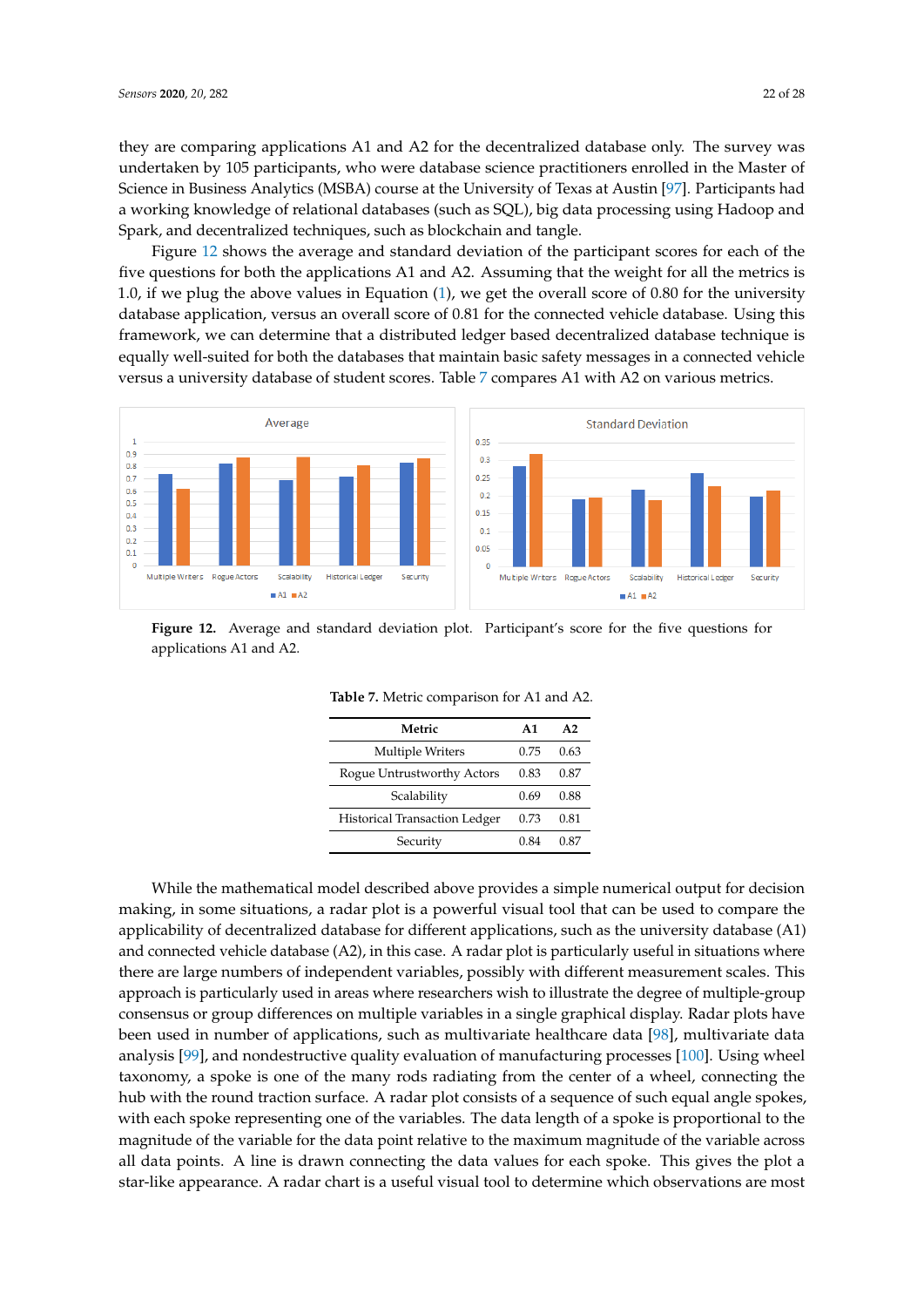they are comparing applications A1 and A2 for the decentralized database only. The survey was undertaken by 105 participants, who were database science practitioners enrolled in the Master of Science in Business Analytics (MSBA) course at the University of Texas at Austin [97]. Participants had a working knowledge of relational databases (such as SQL), big data processing using Hadoop and Spark, and decentralized techniques, such as blockchain and tangle.

Figure 12 shows the average and standard deviation of the participant scores for each of the five questions for both the applications A1 and A2. Assuming that the weight for all the metrics is 1.0, if we plug the above values in Equation (1), we get the overall score of 0.80 for the university database application, versus an overall score of 0.81 for the connected vehicle database. Using this framework, we can determine that a distributed ledger based decentralized database technique is equally well-suited for both the databases that maintain basic safety messages in a connected vehicle versus a university database of student scores. Table 7 compares A1 with A2 on various metrics.

**Figure 12.** Average and standard deviation plot. Participant's score for the five questions for applications A1 and A2.

**Table 7.** Metric comparison for A1 and A2.

| Metric | A1 | A2 |
|---|---|---|
| Multiple Writers | 0.75 | 0.63 |
| Rogue Untrustworthy Actors | 0.83 | 0.87 |
| Scalability | 0.69 | 0.88 |
| Historical Transaction Ledger | 0.73 | 0.81 |
| Security | 0.84 | 0.87 |

While the mathematical model described above provides a simple numerical output for decision making, in some situations, a radar plot is a powerful visual tool that can be used to compare the applicability of decentralized database for different applications, such as the university database (A1) and connected vehicle database (A2), in this case. A radar plot is particularly useful in situations where there are large numbers of independent variables, possibly with different measurement scales. This approach is particularly used in areas where researchers wish to illustrate the degree of multiple-group consensus or group differences on multiple variables in a single graphical display. Radar plots have been used in number of applications, such as multivariate healthcare data [98], multivariate data analysis [99], and nondestructive quality evaluation of manufacturing processes [100]. Using wheel taxonomy, a spoke is one of the many rods radiating from the center of a wheel, connecting the hub with the round traction surface. A radar plot consists of a sequence of such equal angle spokes, with each spoke representing one of the variables. The data length of a spoke is proportional to the magnitude of the variable for the data point relative to the maximum magnitude of the variable across all data points. A line is drawn connecting the data values for each spoke. This gives the plot a star-like appearance. A radar chart is a useful visual tool to determine which observations are most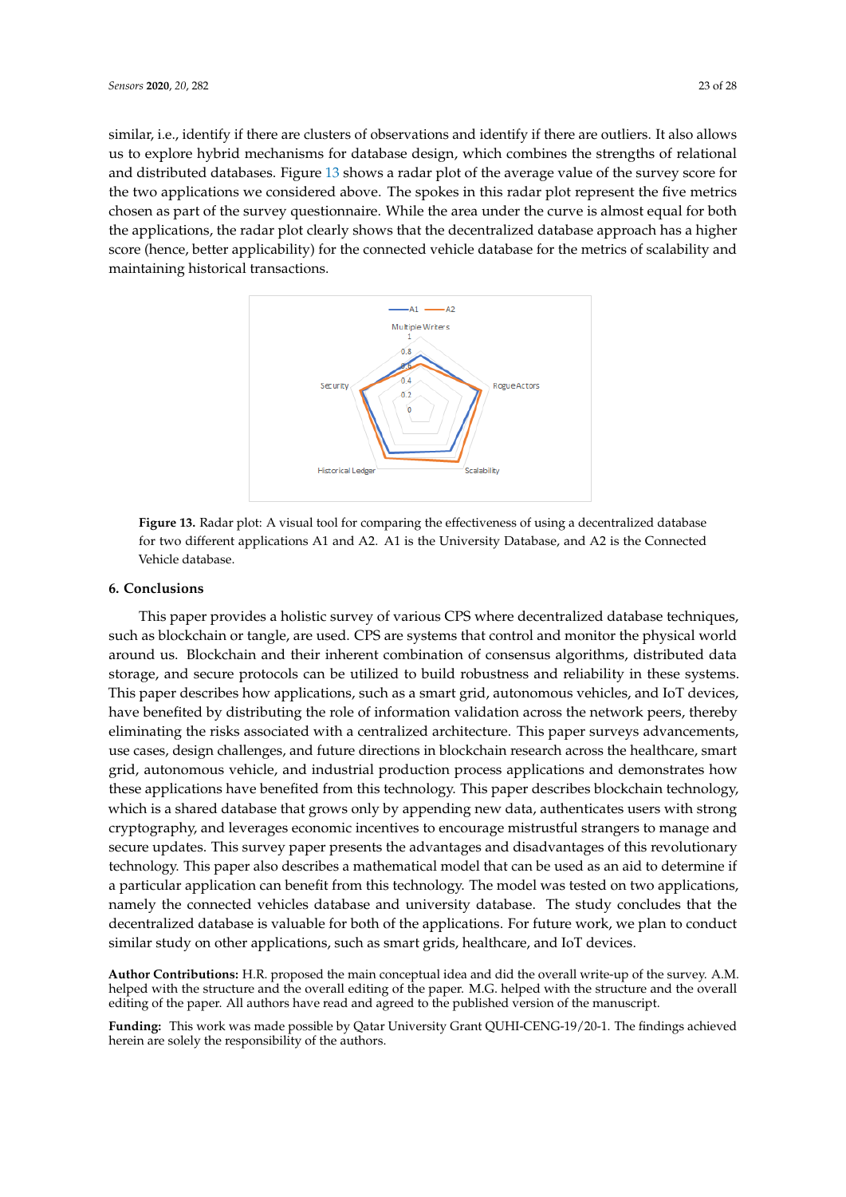similar, i.e., identify if there are clusters of observations and identify if there are outliers. It also allows us to explore hybrid mechanisms for database design, which combines the strengths of relational and distributed databases. Figure 13 shows a radar plot of the average value of the survey score for the two applications we considered above. The spokes in this radar plot represent the five metrics chosen as part of the survey questionnaire. While the area under the curve is almost equal for both the applications, the radar plot clearly shows that the decentralized database approach has a higher score (hence, better applicability) for the connected vehicle database for the metrics of scalability and maintaining historical transactions.

**Figure 13.** Radar plot: A visual tool for comparing the effectiveness of using a decentralized database for two different applications A1 and A2. A1 is the University Database, and A2 is the Connected Vehicle database.

## 6. Conclusions

This paper provides a holistic survey of various CPS where decentralized database techniques, such as blockchain or tangle, are used. CPS are systems that control and monitor the physical world around us. Blockchain and their inherent combination of consensus algorithms, distributed data storage, and secure protocols can be utilized to build robustness and reliability in these systems. This paper describes how applications, such as a smart grid, autonomous vehicles, and IoT devices, have benefited by distributing the role of information validation across the network peers, thereby eliminating the risks associated with a centralized architecture. This paper surveys advancements, use cases, design challenges, and future directions in blockchain research across the healthcare, smart grid, autonomous vehicle, and industrial production process applications and demonstrates how these applications have benefited from this technology. This paper describes blockchain, which is a shared database that grows only by appending new data, authenticates users with strong cryptography, and leverages economic incentives to encourage mistrustful strangers to manage and secure updates. This survey paper presents the advantages and disadvantages of this revolutionary technology. This paper also describes a mathematical model that can be used as an aid to determine if a particular application can benefit from this technology. The model was tested on two applications, namely the connected vehicles database and university database. The study concludes that the decentralized database is valuable for both of the applications. For future work, we plan to conduct similar study on other applications, such as smart grids, healthcare, and IoT devices.

**Author Contributions:** H.R. proposed the main conceptual idea and did the overall write-up of the survey. A.M. helped with the structure and the overall editing of the paper. M.G. helped with the structure and the overall editing of the paper. All authors have read and agreed to the published version of the manuscript.

**Funding:** This work was made possible by Qatar University Grant QUHI-CENG-19/20-1. The findings achieved herein are solely the responsibility of the authors.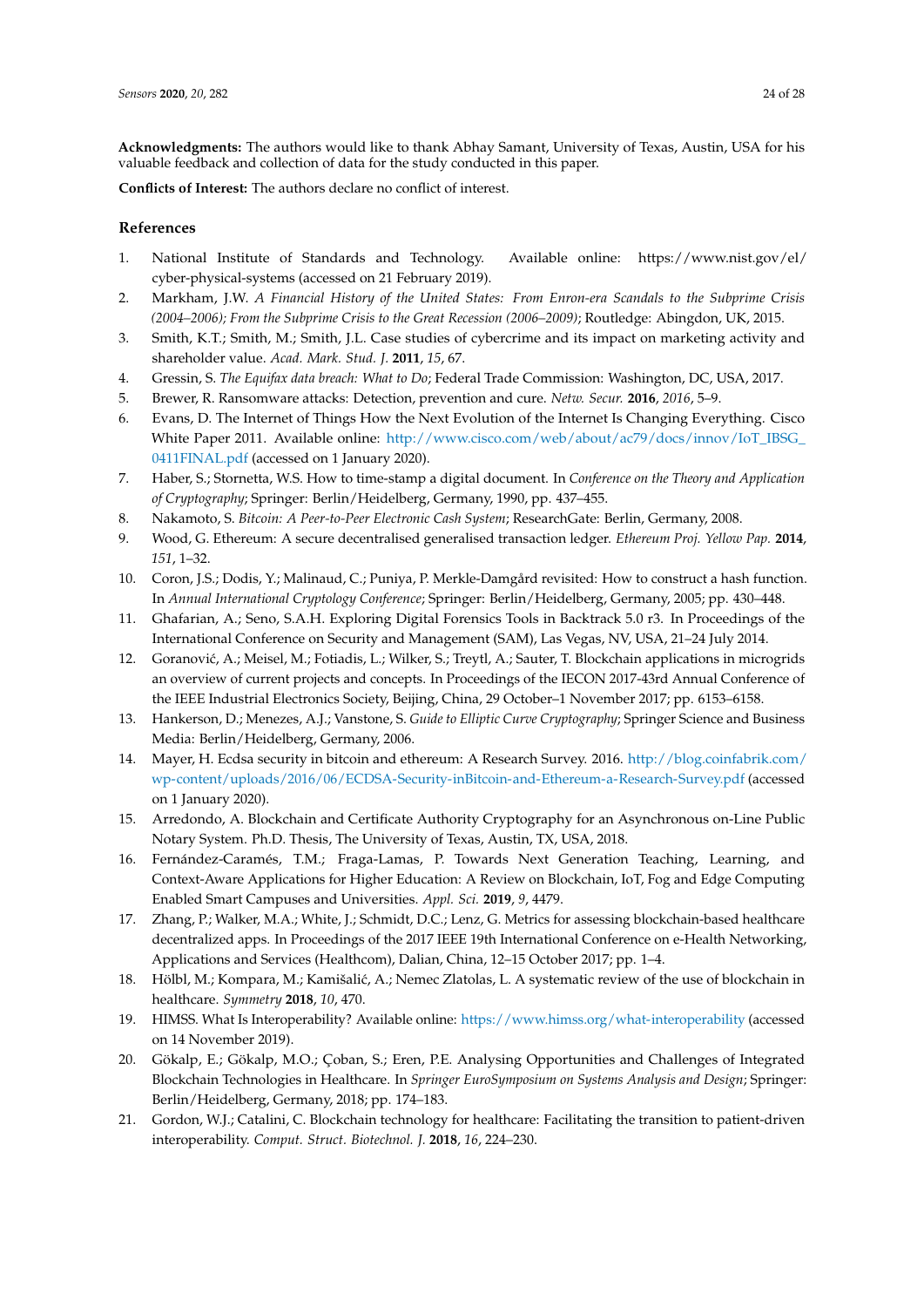**Acknowledgments:** The authors would like to thank Abhay Samant, University of Texas, Austin, USA for his valuable feedback and collection of data for the study conducted in this paper.

**Conflicts of Interest:** The authors declare no conflict of interest.

## References

1. National Institute of Standards and Technology. Available online: https://www.nist.gov/el/cyber-physical-systems (accessed on 21 February 2019).
2. Markham, J.W. *A Financial History of the United States: From Enron-era Scandals to the Subprime Crisis (2004–2006); From the Subprime Crisis to the Great Recession (2006–2009)*; Routledge: Abingdon, UK, 2015.
3. Smith, K.T.; Smith, M.; Smith, J.L. Case studies of cybercrime and its impact on marketing activity and shareholder value. *Acad. Mark. Stud. J.* **2011**, *15*, 67.
4. Gressin, S. *The Equifax data breach: What to Do*; Federal Trade Commission: Washington, DC, USA, 2017.
5. Brewer, R. Ransomware attacks: Detection, prevention and cure. *Netw. Secur.* **2016**, *2016*, 5–9.
6. Evans, D. The Internet of Things How the Next Evolution of the Internet Is Changing Everything. Cisco White Paper 2011. Available online: http://www.cisco.com/web/about/ac79/docs/innov/IoT_IBSG_0411FINAL.pdf (accessed on 1 January 2020).
7. Haber, S.; Stornetta, W.S. How to time-stamp a digital document. In *Conference on the Theory and Application of Cryptography*; Springer: Berlin/Heidelberg, Germany, 1990, pp. 437–455.
8. Nakamoto, S. *Bitcoin: A Peer-to-Peer Electronic Cash System*; ResearchGate: Berlin, Germany, 2008.
9. Wood, G. Ethereum: A secure decentralised generalised transaction ledger. *Ethereum Proj. Yellow Pap.* **2014**, *151*, 1–32.
10. Coron, J.S.; Dodis, Y.; Malinaud, C.; Puniya, P. Merkle-Damgård revisited: How to construct a hash function. In *Annual International Cryptology Conference*; Springer: Berlin/Heidelberg, Germany, 2005; pp. 430–448.
11. Ghafarian, A.; Seno, S.A.H. Exploring Digital Forensics Tools in Backtrack 5.0 r3. In Proceedings of the International Conference on Security and Management (SAM), Las Vegas, NV, USA, 21–24 July 2014.
12. Goranović, A.; Meisel, M.; Fotiadis, L.; Wilker, S.; Treytl, A.; Sauter, T. Blockchain applications in microgrids an overview of current projects and concepts. In Proceedings of the IECON 2017-43rd Annual Conference of the IEEE Industrial Electronics Society, Beijing, China, 29 October–1 November 2017; pp. 6153–6158.
13. Hankerson, D.; Menezes, A.J.; Vanstone, S. *Guide to Elliptic Curve Cryptography*; Springer Science and Business Media: Berlin/Heidelberg, Germany, 2006.
14. Mayer, H. Ecdsa security in bitcoin and ethereum: A Research Survey. 2016. http://blog.coinfabrik.com/wp-content/uploads/2016/06/ECDSA-Security-inBitcoin-and-Ethereum-a-Research-Survey.pdf (accessed on 1 January 2020).
15. Arredondo, A. Blockchain and Certificate Authority Cryptography for an Asynchronous on-Line Public Notary System. Ph.D. Thesis, The University of Texas, Austin, TX, USA, 2018.
16. Fernández-Caramés, T.M.; Fraga-Lamas, P. Towards Next Generation Teaching, Learning, and Context-Aware Applications for Higher Education: A Review on Blockchain, IoT, Fog and Edge Computing Enabled Smart Campuses and Universities. *Appl. Sci.* **2019**, *9*, 4479.
17. Zhang, P.; Walker, M.A.; White, J.; Schmidt, D.C.; Lenz, G. Metrics for assessing blockchain-based healthcare decentralized apps. In Proceedings of the 2017 IEEE 19th International Conference on e-Health Networking, Applications and Services (Healthcom), Dalian, China, 12–15 October 2017; pp. 1–4.
18. Hölbl, M.; Kompara, M.; Kamišalić, A.; Nemec Zlatolas, L. A systematic review of the use of blockchain in healthcare. *Symmetry* **2018**, *10*, 470.
19. HIMSS. What Is Interoperability? Available online: https://www.himss.org/what-interoperability (accessed on 14 November 2019).
20. Gökalp, E.; Gökalp, M.O.; Çoban, S.; Eren, P.E. Analysing Opportunities and Challenges of Integrated Blockchain Technologies in Healthcare. In *Springer EuroSymposium on Systems Analysis and Design*; Springer: Berlin/Heidelberg, Germany, 2018; pp. 174–183.
21. Gordon, W.J.; Catalini, C. Blockchain technology for healthcare: Facilitating the transition to patient-driven interoperability. *Comput. Struct. Biotechnol. J.* **2018**, *16*, 224–230.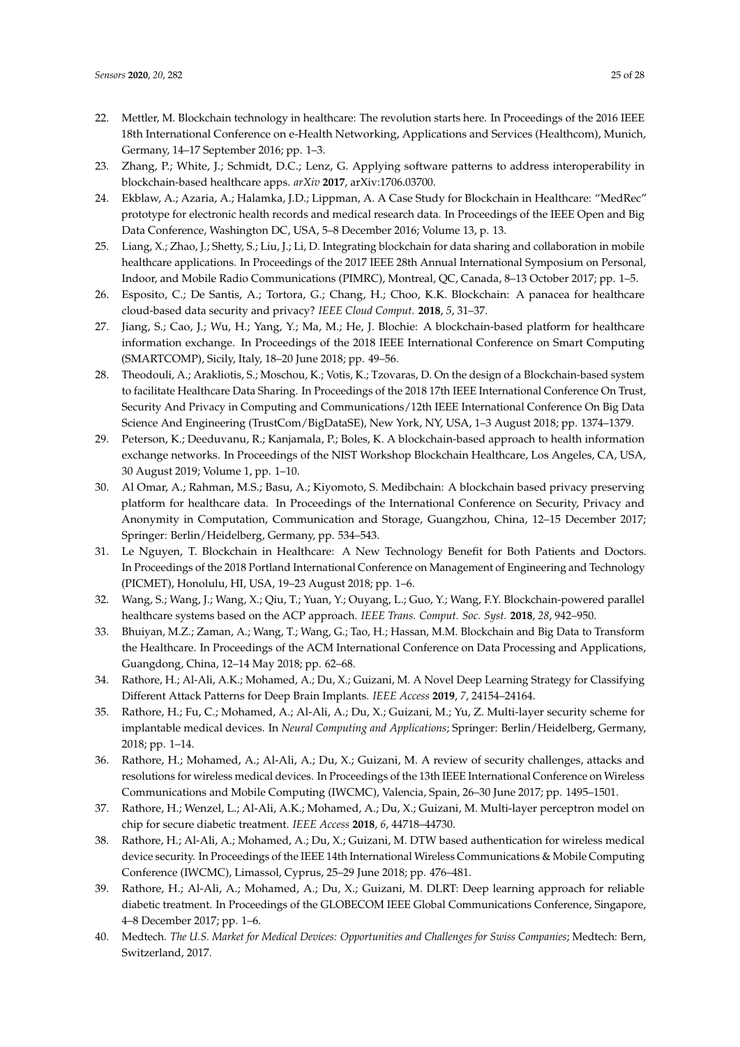22. Mettler, M. Blockchain technology in healthcare: The revolution starts here. In Proceedings of the 2016 IEEE 18th International Conference on e-Health Networking, Applications and Services (Healthcom), Munich, Germany, 14–17 September 2016; pp. 1–3.
23. Zhang, P.; White, J.; Schmidt, D.C.; Lenz, G. Applying software patterns to address interoperability in blockchain-based healthcare apps. *arXiv* **2017**, arXiv:1706.03700.
24. Ekblaw, A.; Azaria, A.; Halamka, J.D.; Lippman, A. A Case Study for Blockchain in Healthcare: "MedRec" prototype for electronic health records and medical research data. In Proceedings of the IEEE Open and Big Data Conference, Washington DC, USA, 5–8 December 2016; Volume 13, p. 13.
25. Liang, X.; Zhao, J.; Shetty, S.; Liu, J.; Li, D. Integrating blockchain for data sharing and collaboration in mobile healthcare applications. In Proceedings of the 2017 IEEE 28th Annual International Symposium on Personal, Indoor, and Mobile Radio Communications (PIMRC), Montreal, QC, Canada, 8–13 October 2017; pp. 1–5.
26. Esposito, C.; De Santis, A.; Tortora, G.; Chang, H.; Choo, K.K. Blockchain: A panacea for healthcare cloud-based data security and privacy? *IEEE Cloud Comput.* **2018**, *5*, 31–37.
27. Jiang, S.; Cao, J.; Wu, H.; Yang, Y.; Ma, M.; He, J. Blochie: A blockchain-based platform for healthcare information exchange. In Proceedings of the 2018 IEEE International Conference on Smart Computing (SMARTCOMP), Sicily, Italy, 18–20 June 2018; pp. 49–56.
28. Theodouli, A.; Arakliotis, S.; Moschou, K.; Votis, K.; Tzovaras, D. On the design of a Blockchain-based system to facilitate Healthcare Data Sharing. In Proceedings of the 2018 17th IEEE International Conference On Trust, Security And Privacy in Computing and Communications/12th IEEE International Conference On Big Data Science And Engineering (TrustCom/BigDataSE), New York, NY, USA, 1–3 August 2018; pp. 1374–1379.
29. Peterson, K.; Deeduvanu, R.; Kanjamala, P.; Boles, K. A blockchain-based approach to health information exchange networks. In Proceedings of the NIST Workshop Blockchain Healthcare, Los Angeles, CA, USA, 30 August 2019; Volume 1, pp. 1–10.
30. Al Omar, A.; Rahman, M.S.; Basu, A.; Kiyomoto, S. Medibchain: A blockchain based privacy preserving platform for healthcare data. In Proceedings of the International Conference on Security, Privacy and Anonymity in Computation, Communication and Storage, Guangzhou, China, 12–15 December 2017; Springer: Berlin/Heidelberg, Germany, pp. 534–543.
31. Le Nguyen, T. Blockchain in Healthcare: A New Technology Benefit for Both Patients and Doctors. In Proceedings of the 2018 Portland International Conference on Management of Engineering and Technology (PICMET), Honolulu, HI, USA, 19–23 August 2018; pp. 1–6.
32. Wang, S.; Wang, J.; Wang, X.; Qiu, T.; Yuan, Y.; Ouyang, L.; Guo, Y.; Wang, F.Y. Blockchain-powered parallel healthcare systems based on the ACP approach. *IEEE Trans. Comput. Soc. Syst.* **2018**, *28*, 942–950.
33. Bhuiyan, M.Z.; Zaman, A.; Wang, T.; Wang, G.; Tao, H.; Hassan, M.M. Blockchain and Big Data to Transform the Healthcare. In Proceedings of the ACM International Conference on Data Processing and Applications, Guangdong, China, 12–14 May 2018; pp. 62–68.
34. Rathore, H.; Al-Ali, A.K.; Mohamed, A.; Du, X.; Guizani, M. A Novel Deep Learning Strategy for Classifying Different Attack Patterns for Deep Brain Implants. *IEEE Access* **2019**, *7*, 24154–24164.
35. Rathore, H.; Fu, C.; Mohamed, A.; Al-Ali, A.; Du, X.; Guizani, M.; Yu, Z. Multi-layer security scheme for implantable medical devices. In *Neural Computing and Applications*; Springer: Berlin/Heidelberg, Germany, 2018; pp. 1–14.
36. Rathore, H.; Mohamed, A.; Al-Ali, A.; Du, X.; Guizani, M. A review of security challenges, attacks and resolutions for wireless medical devices. In Proceedings of the 13th IEEE International Conference on Wireless Communications and Mobile Computing (IWCMC), Valencia, Spain, 26–30 June 2017; pp. 1495–1501.
37. Rathore, H.; Wenzel, L.; Al-Ali, A.K.; Mohamed, A.; Du, X.; Guizani, M. Multi-layer perceptron model on chip for secure diabetic treatment. *IEEE Access* **2018**, *6*, 44718–44730.
38. Rathore, H.; Al-Ali, A.; Mohamed, A.; Du, X.; Guizani, M. DTW based authentication for wireless medical device security. In Proceedings of the IEEE 14th International Wireless Communications & Mobile Computing Conference (IWCMC), Limassol, Cyprus, 25–29 June 2018; pp. 476–481.
39. Rathore, H.; Al-Ali, A.; Mohamed, A.; Du, X.; Guizani, M. DLRT: Deep learning approach for reliable diabetic treatment. In Proceedings of the GLOBECOM IEEE Global Communications Conference, Singapore, 4–8 December 2017; pp. 1–6.
40. Medtech. *The U.S. Market for Medical Devices: Opportunities and Challenges for Swiss Companies*; Medtech: Bern, Switzerland, 2017.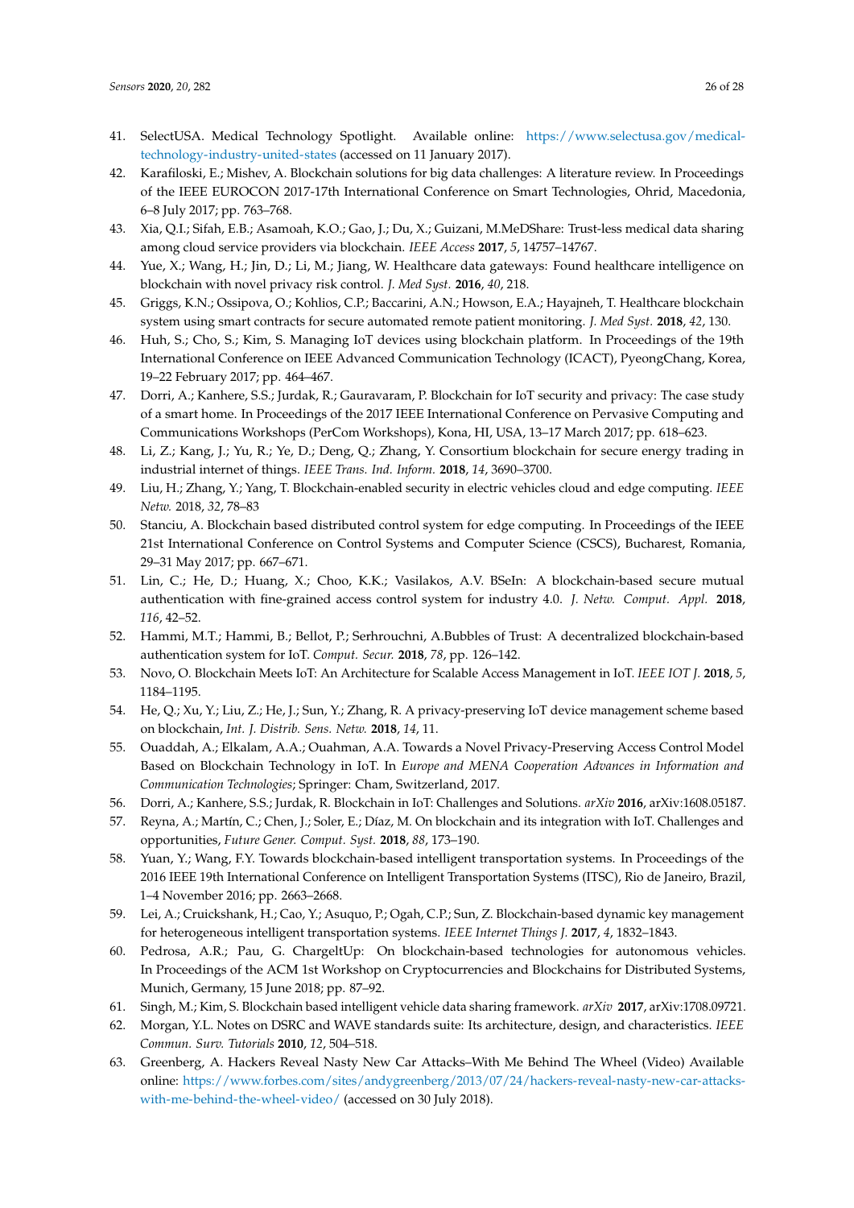41. SelectUSA. Medical Technology Spotlight. Available online: https://www.selectusa.gov/medical-technology-industry-united-states (accessed on 11 January 2017).
42. Karafiloski, E.; Mishev, A. Blockchain solutions for big data challenges: A literature review. In Proceedings of the IEEE EUROCON 2017-17th International Conference on Smart Technologies, Ohrid, Macedonia, 6–8 July 2017; pp. 763–768.
43. Xia, Q.I.; Sifah, E.B.; Asamoah, K.O.; Gao, J.; Du, X.; Guizani, M.MeDShare: Trust-less medical data sharing among cloud service providers via blockchain. *IEEE Access* **2017**, *5*, 14757–14767.
44. Yue, X.; Wang, H.; Jin, D.; Li, M.; Jiang, W. Healthcare data gateways: Found healthcare intelligence on blockchain with novel privacy risk control. *J. Med Syst.* **2016**, *40*, 218.
45. Griggs, K.N.; Ossipova, O.; Kohlios, C.P.; Baccarini, A.N.; Howson, E.A.; Hayajneh, T. Healthcare blockchain system using smart contracts for secure automated remote patient monitoring. *J. Med Syst.* **2018**, *42*, 130.
46. Huh, S.; Cho, S.; Kim, S. Managing IoT devices using blockchain platform. In Proceedings of the 19th International Conference on IEEE Advanced Communication Technology (ICACT), PyeongChang, Korea, 19–22 February 2017; pp. 464–467.
47. Dorri, A.; Kanhere, S.S.; Jurdak, R.; Gauravaram, P. Blockchain for IoT security and privacy: The case study of a smart home. In Proceedings of the 2017 IEEE International Conference on Pervasive Computing and Communications Workshops (PerCom Workshops), Kona, HI, USA, 13–17 March 2017; pp. 618–623.
48. Li, Z.; Kang, J.; Yu, R.; Ye, D.; Deng, Q.; Zhang, Y. Consortium blockchain for secure energy trading in industrial internet of things. *IEEE Trans. Ind. Inform.* **2018**, *14*, 3690–3700.
49. Liu, H.; Zhang, Y.; Yang, T. Blockchain-enabled security in electric vehicles cloud and edge computing. *IEEE Netw.* 2018, *32*, 78–83
50. Stanciu, A. Blockchain based distributed control system for edge computing. In Proceedings of the IEEE 21st International Conference on Control Systems and Computer Science (CSCS), Bucharest, Romania, 29–31 May 2017; pp. 667–671.
51. Lin, C.; He, D.; Huang, X.; Choo, K.K.; Vasilakos, A.V. BSeIn: A blockchain-based secure mutual authentication with fine-grained access control system for industry 4.0. *J. Netw. Comput. Appl.* **2018**, *116*, 42–52.
52. Hammi, M.T.; Hammi, B.; Bellot, P.; Serhrouchni, A.Bubbles of Trust: A decentralized blockchain-based authentication system for IoT. *Comput. Secur.* **2018**, *78*, pp. 126–142.
53. Novo, O. Blockchain Meets IoT: An Architecture for Scalable Access Management in IoT. *IEEE IOT J.* **2018**, *5*, 1184–1195.
54. He, Q.; Xu, Y.; Liu, Z.; He, J.; Sun, Y.; Zhang, R. A privacy-preserving IoT device management scheme based on blockchain, *Int. J. Distrib. Sens. Netw.* **2018**, *14*, 11.
55. Ouaddah, A.; Elkalam, A.A.; Ouahman, A.A. Towards a Novel Privacy-Preserving Access Control Model Based on Blockchain Technology in IoT. In *Europe and MENA Cooperation Advances in Information and Communication Technologies*; Springer: Cham, Switzerland, 2017.
56. Dorri, A.; Kanhere, S.S.; Jurdak, R. Blockchain in IoT: Challenges and Solutions. *arXiv* **2016**, arXiv:1608.05187.
57. Reyna, A.; Martín, C.; Chen, J.; Soler, E.; Díaz, M. On blockchain and its integration with IoT. Challenges and opportunities, *Future Gener. Comput. Syst.* **2018**, *88*, 173–190.
58. Yuan, Y.; Wang, F.Y. Towards blockchain-based intelligent transportation systems. In Proceedings of the 2016 IEEE 19th International Conference on Intelligent Transportation Systems (ITSC), Rio de Janeiro, Brazil, 1–4 November 2016; pp. 2663–2668.
59. Lei, A.; Cruickshank, H.; Cao, Y.; Asuquo, P.; Ogah, C.P.; Sun, Z. Blockchain-based dynamic key management for heterogeneous intelligent transportation systems. *IEEE Internet Things J.* **2017**, *4*, 1832–1843.
60. Pedrosa, A.R.; Pau, G. ChargeItUp: On blockchain-based technologies for autonomous vehicles. In Proceedings of the ACM 1st Workshop on Cryptocurrencies and Blockchains for Distributed Systems, Munich, Germany, 15 June 2018; pp. 87–92.
61. Singh, M.; Kim, S. Blockchain based intelligent vehicle data sharing framework. *arXiv* **2017**, arXiv:1708.09721.
62. Morgan, Y.L. Notes on DSRC and WAVE standards suite: Its architecture, design, and characteristics. *IEEE Commun. Surv. Tutorials* **2010**, *12*, 504–518.
63. Greenberg, A. Hackers Reveal Nasty New Car Attacks–With Me Behind The Wheel (Video) Available online: https://www.forbes.com/sites/andygreenberg/2013/07/24/hackers-reveal-nasty-new-car-attacks-with-me-behind-the-wheel-video/ (accessed on 30 July 2018).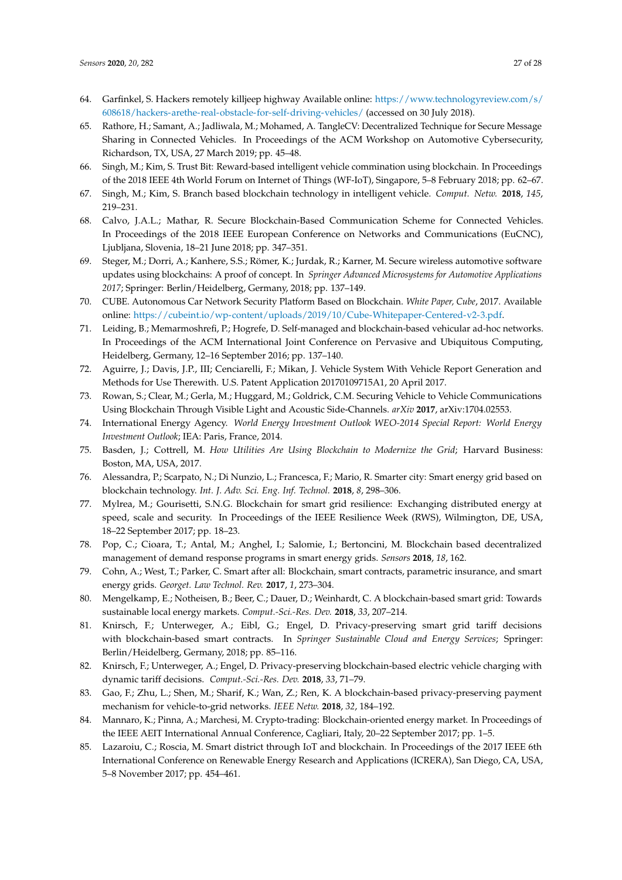64. Garfinkel, S. Hackers remotely killjeep highway Available online: https://www.technologyreview.com/s/608618/hackers-arethe-real-obstacle-for-self-driving-vehicles/ (accessed on 30 July 2018).
65. Rathore, H.; Samant, A.; Jadliwala, M.; Mohamed, A. TangleCV: Decentralized Technique for Secure Message Sharing in Connected Vehicles. In Proceedings of the ACM Workshop on Automotive Cybersecurity, Richardson, TX, USA, 27 March 2019; pp. 45–48.
66. Singh, M.; Kim, S. Trust Bit: Reward-based intelligent vehicle commination using blockchain. In Proceedings of the 2018 IEEE 4th World Forum on Internet of Things (WF-IoT), Singapore, 5–8 February 2018; pp. 62–67.
67. Singh, M.; Kim, S. Branch based blockchain technology in intelligent vehicle. *Comput. Netw.* **2018**, *145*, 219–231.
68. Calvo, J.A.L.; Mathar, R. Secure Blockchain-Based Communication Scheme for Connected Vehicles. In Proceedings of the 2018 IEEE European Conference on Networks and Communications (EuCNC), Ljubljana, Slovenia, 18–21 June 2018; pp. 347–351.
69. Steger, M.; Dorri, A.; Kanhere, S.S.; Römer, K.; Jurdak, R.; Karner, M. Secure wireless automotive software updates using blockchains: A proof of concept. In *Springer Advanced Microsystems for Automotive Applications 2017*; Springer: Berlin/Heidelberg, Germany, 2018; pp. 137–149.
70. CUBE. Autonomous Car Network Security Platform Based on Blockchain. *White Paper, Cube*, 2017. Available online: https://cubeint.io/wp-content/uploads/2019/10/Cube-Whitepaper-Centered-v2-3.pdf.
71. Leiding, B.; Memarmoshrefi, P.; Hogrefe, D. Self-managed and blockchain-based vehicular ad-hoc networks. In Proceedings of the ACM International Joint Conference on Pervasive and Ubiquitous Computing, Heidelberg, Germany, 12–16 September 2016; pp. 137–140.
72. Aguirre, J.; Davis, J.P., III; Cenciarelli, F.; Mikan, J. Vehicle System With Vehicle Report Generation and Methods for Use Therewith. U.S. Patent Application 20170109715A1, 20 April 2017.
73. Rowan, S.; Clear, M.; Gerla, M.; Huggard, M.; Goldrick, C.M. Securing Vehicle to Vehicle Communications Using Blockchain Through Visible Light and Acoustic Side-Channels. *arXiv* **2017**, arXiv:1704.02553.
74. International Energy Agency. *World Energy Investment Outlook WEO-2014 Special Report: World Energy Investment Outlook*; IEA: Paris, France, 2014.
75. Basden, J.; Cottrell, M. *How Utilities Are Using Blockchain to Modernize the Grid*; Harvard Business: Boston, MA, USA, 2017.
76. Alessandra, P.; Scarpato, N.; Di Nunzio, L.; Francesca, F.; Mario, R. Smarter city: Smart energy grid based on blockchain technology. *Int. J. Adv. Sci. Eng. Inf. Technol.* **2018**, *8*, 298–306.
77. Mylrea, M.; Gourisetti, S.N.G. Blockchain for smart grid resilience: Exchanging distributed energy at speed, scale and security. In Proceedings of the IEEE Resilience Week (RWS), Wilmington, DE, USA, 18–22 September 2017; pp. 18–23.
78. Pop, C.; Cioara, T.; Antal, M.; Anghel, I.; Salomie, I.; Bertoncini, M. Blockchain based decentralized management of demand response programs in smart energy grids. *Sensors* **2018**, *18*, 162.
79. Cohn, A.; West, T.; Parker, C. Smart after all: Blockchain, smart contracts, parametric insurance, and smart energy grids. *Georget. Law Technol. Rev.* **2017**, *1*, 273–304.
80. Mengelkamp, E.; Notheisen, B.; Beer, C.; Dauer, D.; Weinhardt, C. A blockchain-based smart grid: Towards sustainable local energy markets. *Comput.-Sci.-Res. Dev.* **2018**, *33*, 207–214.
81. Knirsch, F.; Unterweger, A.; Eibl, G.; Engel, D. Privacy-preserving smart grid tariff decisions with blockchain-based smart contracts. In *Springer Sustainable Cloud and Energy Services*; Springer: Berlin/Heidelberg, Germany, 2018; pp. 85–116.
82. Knirsch, F.; Unterweger, A.; Engel, D. Privacy-preserving blockchain-based electric vehicle charging with dynamic tariff decisions. *Comput.-Sci.-Res. Dev.* **2018**, *33*, 71–79.
83. Gao, F.; Zhu, L.; Shen, M.; Sharif, K.; Wan, Z.; Ren, K. A blockchain-based privacy-preserving payment mechanism for vehicle-to-grid networks. *IEEE Netw.* **2018**, *32*, 184–192.
84. Mannaro, K.; Pinna, A.; Marchesi, M. Crypto-trading: Blockchain-oriented energy market. In Proceedings of the IEEE AEIT International Annual Conference, Cagliari, Italy, 20–22 September 2017; pp. 1–5.
85. Lazaroiu, C.; Roscia, M. Smart district through IoT and blockchain. In Proceedings of the 2017 IEEE 6th International Conference on Renewable Energy Research and Applications (ICRERA), San Diego, CA, USA, 5–8 November 2017; pp. 454–461.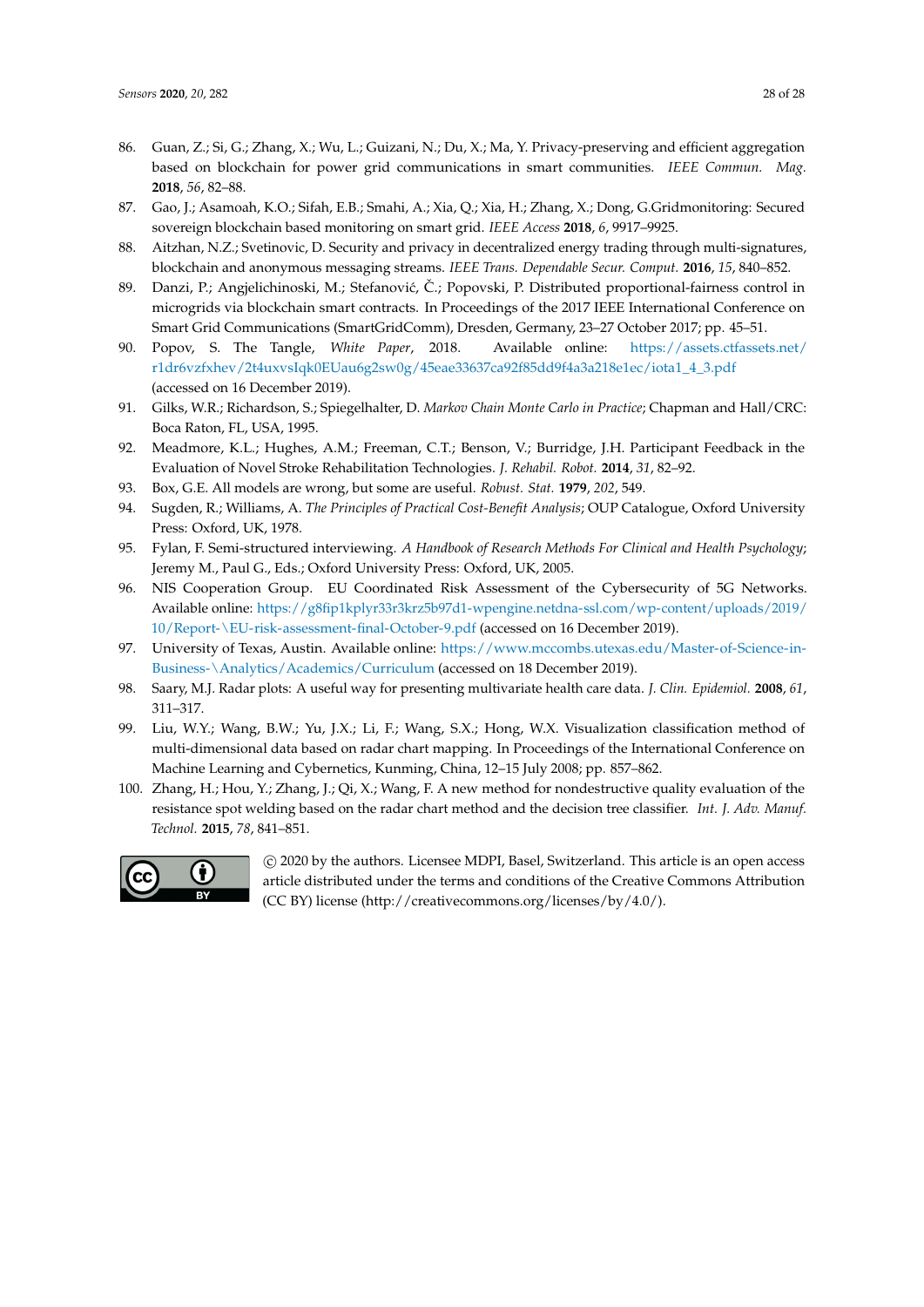86. Guan, Z.; Si, G.; Zhang, X.; Wu, L.; Guizani, N.; Du, X.; Ma, Y. Privacy-preserving and efficient aggregation based on blockchain for power grid communications in smart communities. *IEEE Commun. Mag.* **2018**, *56*, 82–88.
87. Gao, J.; Asamoah, K.O.; Sifah, E.B.; Smahi, A.; Xia, Q.; Xia, H.; Zhang, X.; Dong, G.Gridmonitoring: Secured sovereign blockchain based monitoring on smart grid. *IEEE Access* **2018**, *6*, 9917–9925.
88. Aitzhan, N.Z.; Svetinovic, D. Security and privacy in decentralized energy trading through multi-signatures, blockchain and anonymous messaging streams. *IEEE Trans. Dependable Secur. Comput.* **2016**, *15*, 840–852.
89. Danzi, P.; Angjelichinoski, M.; Stefanović, Č.; Popovski, P. Distributed proportional-fairness control in microgrids via blockchain smart contracts. In Proceedings of the 2017 IEEE International Conference on Smart Grid Communications (SmartGridComm), Dresden, Germany, 23–27 October 2017; pp. 45–51.
90. Popov, S. The Tangle, *White Paper*, 2018. Available online: https://assets.ctfassets.net/r1dr6vzfxhev/2t4uxvsIqk0EUau6g2sw0g/45eae33637ca92f85dd9f4a3a218e1ec/iota1_4_3.pdf (accessed on 16 December 2019).
91. Gilks, W.R.; Richardson, S.; Spiegelhalter, D. *Markov Chain Monte Carlo in Practice*; Chapman and Hall/CRC: Boca Raton, FL, USA, 1995.
92. Meadmore, K.L.; Hughes, A.M.; Freeman, C.T.; Benson, V.; Burridge, J.H. Participant Feedback in the Evaluation of Novel Stroke Rehabilitation Technologies. *J. Rehabil. Robot.* **2014**, *31*, 82–92.
93. Box, G.E. All models are wrong, but some are useful. *Robust. Stat.* **1979**, *202*, 549.
94. Sugden, R.; Williams, A. *The Principles of Practical Cost-Benefit Analysis*; OUP Catalogue, Oxford University Press: Oxford, UK, 1978.
95. Fylan, F. Semi-structured interviewing. *A Handbook of Research Methods For Clinical and Health Psychology*; Jeremy M., Paul G., Eds.; Oxford University Press: Oxford, UK, 2005.
96. NIS Cooperation Group. EU Coordinated Risk Assessment of the Cybersecurity of 5G Networks. Available online: https://g8fip1kplyr33r3krz5b97d1-wpengine.netdna-ssl.com/wp-content/uploads/2019/10/Report-\EU-risk-assessment-final-October-9.pdf (accessed on 16 December 2019).
97. University of Texas, Austin. Available online: https://www.mccombs.utexas.edu/Master-of-Science-in-Business-\Analytics/Academics/Curriculum (accessed on 18 December 2019).
98. Saary, M.J. Radar plots: A useful way for presenting multivariate health care data. *J. Clin. Epidemiol.* **2008**, *61*, 311–317.
99. Liu, W.Y.; Wang, B.W.; Yu, J.X.; Li, F.; Wang, S.X.; Hong, W.X. Visualization classification method of multi-dimensional data based on radar chart mapping. In Proceedings of the International Conference on Machine Learning and Cybernetics, Kunming, China, 12–15 July 2008; pp. 857–862.
100. Zhang, H.; Hou, Y.; Zhang, J.; Qi, X.; Wang, F. A new method for nondestructive quality evaluation of the resistance spot welding based on the radar chart method and the decision tree classifier. *Int. J. Adv. Manuf. Technol.* **2015**, *78*, 841–851.

© 2020 by the authors. Licensee MDPI, Basel, Switzerland. This article is an open access article distributed under the terms and conditions of the Creative Commons Attribution (CC BY) license (http://creativecommons.org/licenses/by/4.0/).